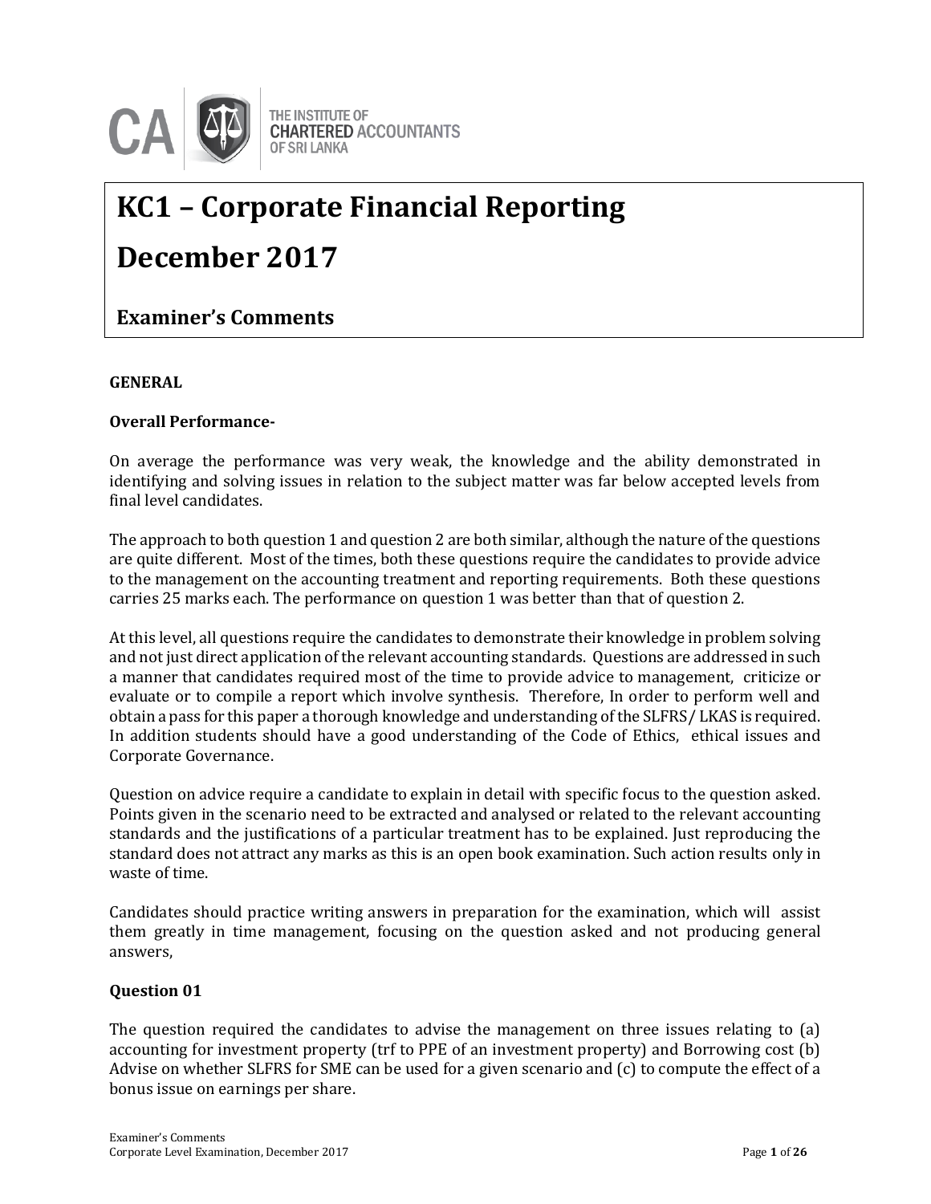THE INSTITUTE OF CHARTERED ACCOUNTANTS OF SRI LANKA

# KC1 – Corporate Financial Reporting

# December 2017

## Examiner's Comments

**GENERAL**

**Overall Performance-**

On average the performance was very weak, the knowledge and the ability demonstrated in identifying and solving issues in relation to the subject matter was far below accepted levels from final level candidates.

The approach to both question 1 and question 2 are both similar, although the nature of the questions are quite different. Most of the times, both these questions require the candidates to provide advice to the management on the accounting treatment and reporting requirements. Both these questions carries 25 marks each. The performance on question 1 was better than that of question 2.

At this level, all questions require the candidates to demonstrate their knowledge in problem solving and not just direct application of the relevant accounting standards. Questions are addressed in such a manner that candidates required most of the time to provide advice to management, criticize or evaluate or to compile a report which involve synthesis. Therefore, In order to perform well and obtain a pass for this paper a thorough knowledge and understanding of the SLFRS/ LKAS is required. In addition students should have a good understanding of the Code of Ethics, ethical issues and Corporate Governance.

Question on advice require a candidate to explain in detail with specific focus to the question asked. Points given in the scenario need to be extracted and analysed or related to the relevant accounting standards and the justifications of a particular treatment has to be explained. Just reproducing the standard does not attract any marks as this is an open book examination. Such action results only in waste of time.

Candidates should practice writing answers in preparation for the examination, which will assist them greatly in time management, focusing on the question asked and not producing general answers,

**Question 01**

The question required the candidates to advise the management on three issues relating to (a) accounting for investment property (trf to PPE of an investment property) and Borrowing cost (b) Advise on whether SLFRS for SME can be used for a given scenario and (c) to compute the effect of a bonus issue on earnings per share.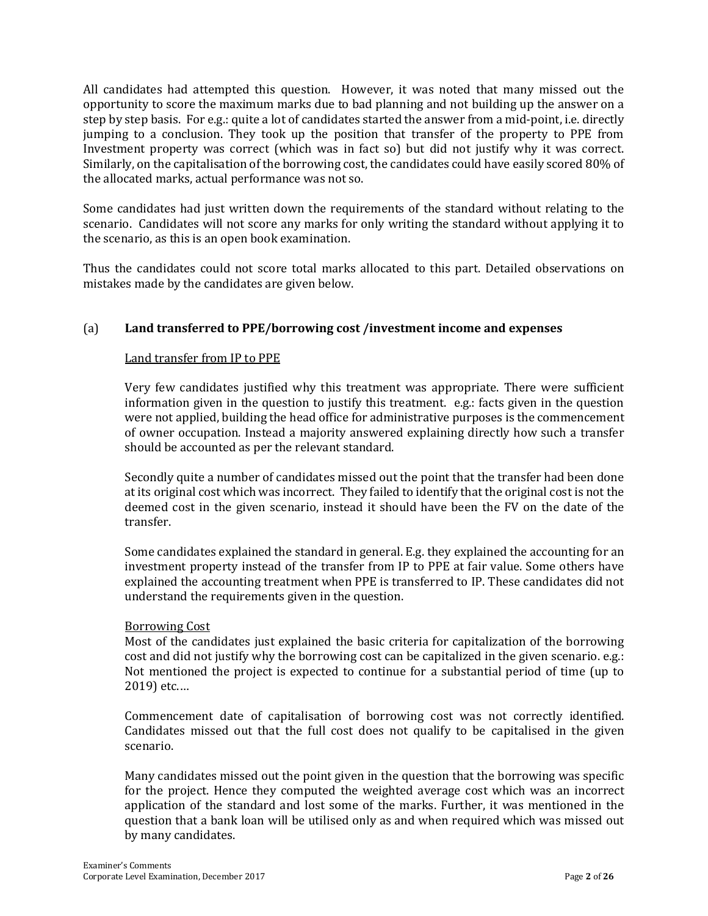All candidates had attempted this question. However, it was noted that many missed out the opportunity to score the maximum marks due to bad planning and not building up the answer on a step by step basis. For e.g.: quite a lot of candidates started the answer from a mid-point, i.e. directly jumping to a conclusion. They took up the position that transfer of the property to PPE from Investment property was correct (which was in fact so) but did not justify why it was correct. Similarly, on the capitalisation of the borrowing cost, the candidates could have easily scored 80% of the allocated marks, actual performance was not so.

Some candidates had just written down the requirements of the standard without relating to the scenario. Candidates will not score any marks for only writing the standard without applying it to the scenario, as this is an open book examination.

Thus the candidates could not score total marks allocated to this part. Detailed observations on mistakes made by the candidates are given below.

(a) **Land transferred to PPE/borrowing cost /investment income and expenses**

Land transfer from IP to PPE

Very few candidates justified why this treatment was appropriate. There were sufficient information given in the question to justify this treatment. e.g.: facts given in the question were not applied, building the head office for administrative purposes is the commencement of owner occupation. Instead a majority answered explaining directly how such a transfer should be accounted as per the relevant standard.

Secondly quite a number of candidates missed out the point that the transfer had been done at its original cost which was incorrect. They failed to identify that the original cost is not the deemed cost in the given scenario, instead it should have been the FV on the date of the transfer.

Some candidates explained the standard in general. E.g. they explained the accounting for an investment property instead of the transfer from IP to PPE at fair value. Some others have explained the accounting treatment when PPE is transferred to IP. These candidates did not understand the requirements given in the question.

Borrowing Cost

Most of the candidates just explained the basic criteria for capitalization of the borrowing cost and did not justify why the borrowing cost can be capitalized in the given scenario. e.g.: Not mentioned the project is expected to continue for a substantial period of time (up to 2019) etc.…

Commencement date of capitalisation of borrowing cost was not correctly identified. Candidates missed out that the full cost does not qualify to be capitalised in the given scenario.

Many candidates missed out the point given in the question that the borrowing was specific for the project. Hence they computed the weighted average cost which was an incorrect application of the standard and lost some of the marks. Further, it was mentioned in the question that a bank loan will be utilised only as and when required which was missed out by many candidates.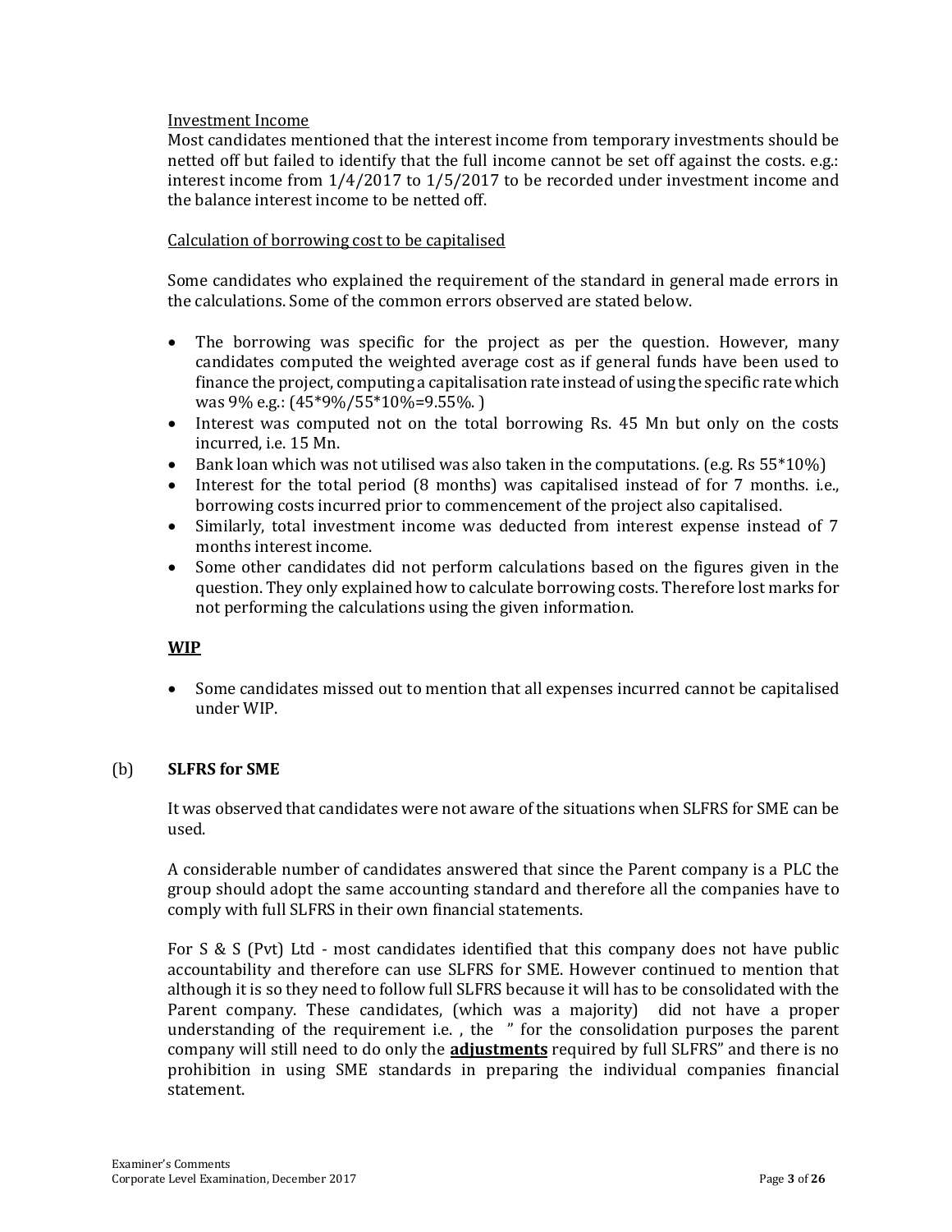Investment Income

Most candidates mentioned that the interest income from temporary investments should be netted off but failed to identify that the full income cannot be set off against the costs. e.g.: interest income from 1/4/2017 to 1/5/2017 to be recorded under investment income and the balance interest income to be netted off.

Calculation of borrowing cost to be capitalised

Some candidates who explained the requirement of the standard in general made errors in the calculations. Some of the common errors observed are stated below.

- The borrowing was specific for the project as per the question. However, many candidates computed the weighted average cost as if general funds have been used to finance the project, computing a capitalisation rate instead of using the specific rate which was 9% e.g.: (45*9%/55*10%=9.55%. )
- Interest was computed not on the total borrowing Rs. 45 Mn but only on the costs incurred, i.e. 15 Mn.
- Bank loan which was not utilised was also taken in the computations. (e.g. Rs 55*10%)
- Interest for the total period (8 months) was capitalised instead of for 7 months. i.e., borrowing costs incurred prior to commencement of the project also capitalised.
- Similarly, total investment income was deducted from interest expense instead of 7 months interest income.
- Some other candidates did not perform calculations based on the figures given in the question. They only explained how to calculate borrowing costs. Therefore lost marks for not performing the calculations using the given information.

**WIP**

- Some candidates missed out to mention that all expenses incurred cannot be capitalised under WIP.

(b) **SLFRS for SME**

It was observed that candidates were not aware of the situations when SLFRS for SME can be used.

A considerable number of candidates answered that since the Parent company is a PLC the group should adopt the same accounting standard and therefore all the companies have to comply with full SLFRS in their own financial statements.

For S & S (Pvt) Ltd - most candidates identified that this company does not have public accountability and therefore can use SLFRS for SME. However continued to mention that although it is so they need to follow full SLFRS because it will has to be consolidated with the Parent company. These candidates, (which was a majority) did not have a proper understanding of the requirement i.e. , the " for the consolidation purposes the parent company will still need to do only the **adjustments** required by full SLFRS" and there is no prohibition in using SME standards in preparing the individual companies financial statement.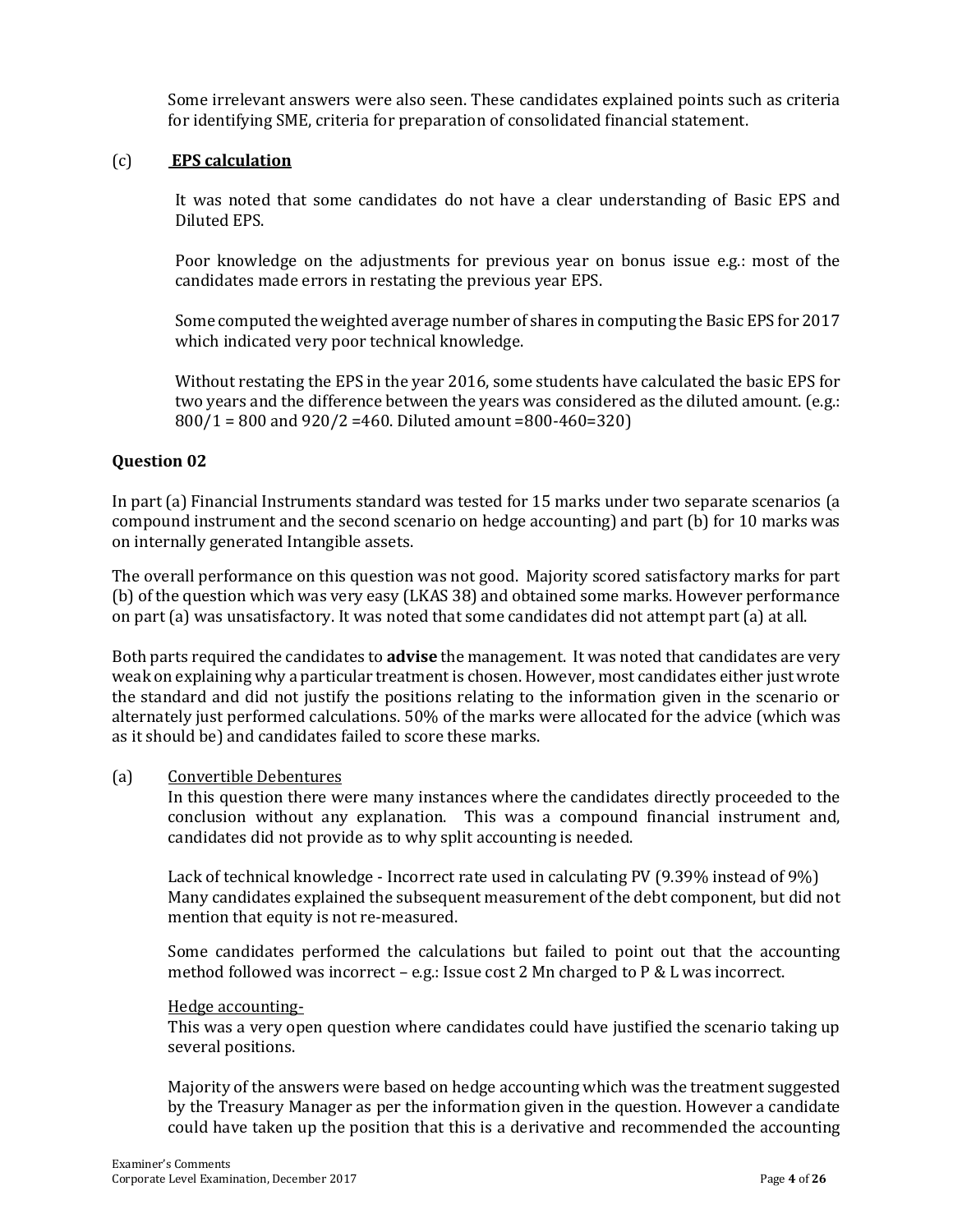Some irrelevant answers were also seen. These candidates explained points such as criteria for identifying SME, criteria for preparation of consolidated financial statement.

(c) **EPS calculation**

It was noted that some candidates do not have a clear understanding of Basic EPS and Diluted EPS.

Poor knowledge on the adjustments for previous year on bonus issue e.g.: most of the candidates made errors in restating the previous year EPS.

Some computed the weighted average number of shares in computing the Basic EPS for 2017 which indicated very poor technical knowledge.

Without restating the EPS in the year 2016, some students have calculated the basic EPS for two years and the difference between the years was considered as the diluted amount. (e.g.: 800/1 = 800 and 920/2 =460. Diluted amount =800-460=320)

### Question 02

In part (a) Financial Instruments standard was tested for 15 marks under two separate scenarios (a compound instrument and the second scenario on hedge accounting) and part (b) for 10 marks was on internally generated Intangible assets.

The overall performance on this question was not good. Majority scored satisfactory marks for part (b) of the question which was very easy (LKAS 38) and obtained some marks. However performance on part (a) was unsatisfactory. It was noted that some candidates did not attempt part (a) at all.

Both parts required the candidates to **advise** the management. It was noted that candidates are very weak on explaining why a particular treatment is chosen. However, most candidates either just wrote the standard and did not justify the positions relating to the information given in the scenario or alternately just performed calculations. 50% of the marks were allocated for the advice (which was as it should be) and candidates failed to score these marks.

(a) Convertible Debentures

In this question there were many instances where the candidates directly proceeded to the conclusion without any explanation. This was a compound financial instrument and, candidates did not provide as to why split accounting is needed.

Lack of technical knowledge - Incorrect rate used in calculating PV (9.39% instead of 9%) Many candidates explained the subsequent measurement of the debt component, but did not mention that equity is not re-measured.

Some candidates performed the calculations but failed to point out that the accounting method followed was incorrect – e.g.: Issue cost 2 Mn charged to P & L was incorrect.

Hedge accounting-

This was a very open question where candidates could have justified the scenario taking up several positions.

Majority of the answers were based on hedge accounting which was the treatment suggested by the Treasury Manager as per the information given in the question. However a candidate could have taken up the position that this is a derivative and recommended the accounting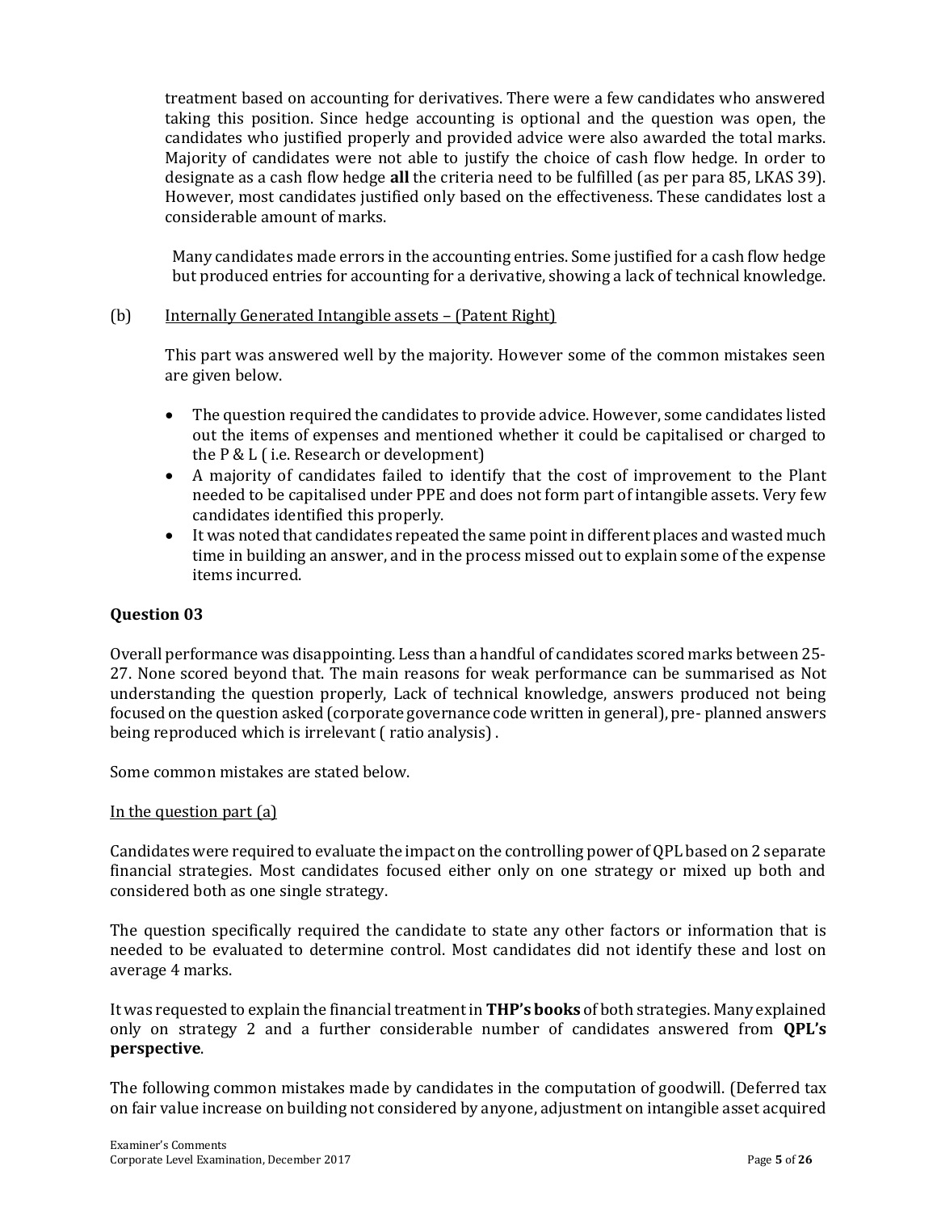treatment based on accounting for derivatives. There were a few candidates who answered taking this position. Since hedge accounting is optional and the question was open, the candidates who justified properly and provided advice were also awarded the total marks. Majority of candidates were not able to justify the choice of cash flow hedge. In order to designate as a cash flow hedge **all** the criteria need to be fulfilled (as per para 85, LKAS 39). However, most candidates justified only based on the effectiveness. These candidates lost a considerable amount of marks.

Many candidates made errors in the accounting entries. Some justified for a cash flow hedge but produced entries for accounting for a derivative, showing a lack of technical knowledge.

(b) Internally Generated Intangible assets – (Patent Right)

This part was answered well by the majority. However some of the common mistakes seen are given below.

- The question required the candidates to provide advice. However, some candidates listed out the items of expenses and mentioned whether it could be capitalised or charged to the P & L ( i.e. Research or development)
- A majority of candidates failed to identify that the cost of improvement to the Plant needed to be capitalised under PPE and does not form part of intangible assets. Very few candidates identified this properly.
- It was noted that candidates repeated the same point in different places and wasted much time in building an answer, and in the process missed out to explain some of the expense items incurred.

### Question 03

Overall performance was disappointing. Less than a handful of candidates scored marks between 25-27. None scored beyond that. The main reasons for weak performance can be summarised as Not understanding the question properly, Lack of technical knowledge, answers produced not being focused on the question asked (corporate governance code written in general), pre- planned answers being reproduced which is irrelevant ( ratio analysis) .

Some common mistakes are stated below.

In the question part (a)

Candidates were required to evaluate the impact on the controlling power of QPL based on 2 separate financial strategies. Most candidates focused either only on one strategy or mixed up both and considered both as one single strategy.

The question specifically required the candidate to state any other factors or information that is needed to be evaluated to determine control. Most candidates did not identify these and lost on average 4 marks.

It was requested to explain the financial treatment in **THP's books** of both strategies. Many explained only on strategy 2 and a further considerable number of candidates answered from **QPL's perspective**.

The following common mistakes made by candidates in the computation of goodwill. (Deferred tax on fair value increase on building not considered by anyone, adjustment on intangible asset acquired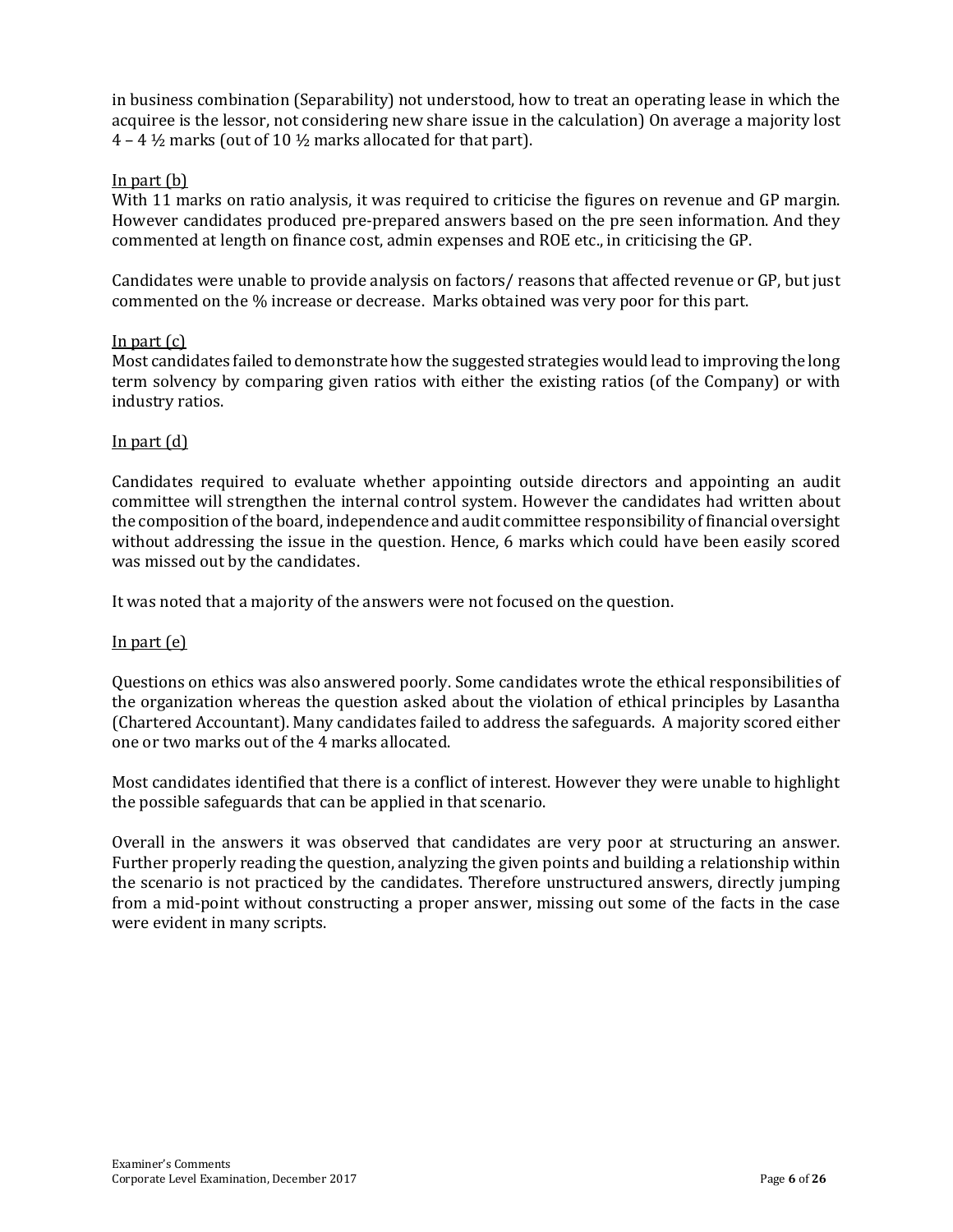in business combination (Separability) not understood, how to treat an operating lease in which the acquiree is the lessor, not considering new share issue in the calculation) On average a majority lost 4 – 4 ½ marks (out of 10 ½ marks allocated for that part).

<u>In part (b)</u>

With 11 marks on ratio analysis, it was required to criticise the figures on revenue and GP margin. However candidates produced pre-prepared answers based on the pre seen information. And they commented at length on finance cost, admin expenses and ROE etc., in criticising the GP.

Candidates were unable to provide analysis on factors/ reasons that affected revenue or GP, but just commented on the % increase or decrease. Marks obtained was very poor for this part.

<u>In part (c)</u>

Most candidates failed to demonstrate how the suggested strategies would lead to improving the long term solvency by comparing given ratios with either the existing ratios (of the Company) or with industry ratios.

<u>In part (d)</u>

Candidates required to evaluate whether appointing outside directors and appointing an audit committee will strengthen the internal control system. However the candidates had written about the composition of the board, independence and audit committee responsibility of financial oversight without addressing the issue in the question. Hence, 6 marks which could have been easily scored was missed out by the candidates.

It was noted that a majority of the answers were not focused on the question.

<u>In part (e)</u>

Questions on ethics was also answered poorly. Some candidates wrote the ethical responsibilities of the organization whereas the question asked about the violation of ethical principles by Lasantha (Chartered Accountant). Many candidates failed to address the safeguards. A majority scored either one or two marks out of the 4 marks allocated.

Most candidates identified that there is a conflict of interest. However they were unable to highlight the possible safeguards that can be applied in that scenario.

Overall in the answers it was observed that candidates are very poor at structuring an answer. Further properly reading the question, analyzing the given points and building a relationship within the scenario is not practiced by the candidates. Therefore unstructured answers, directly jumping from a mid-point without constructing a proper answer, missing out some of the facts in the case were evident in many scripts.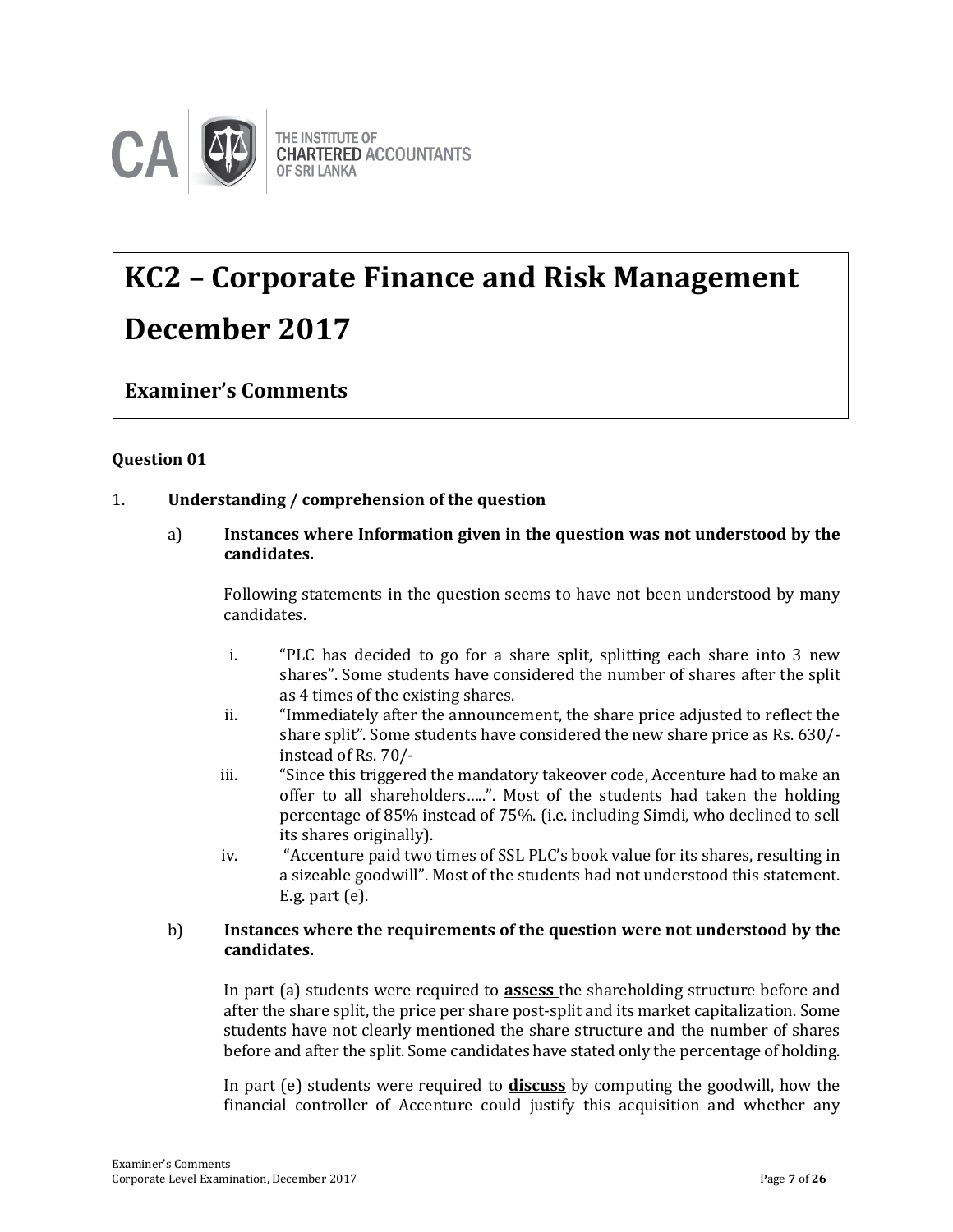# KC2 – Corporate Finance and Risk Management

# December 2017

## Examiner's Comments

**Question 01**

1. **Understanding / comprehension of the question**

   a) **Instances where Information given in the question was not understood by the candidates.**

   Following statements in the question seems to have not been understood by many candidates.

   i. "PLC has decided to go for a share split, splitting each share into 3 new shares". Some students have considered the number of shares after the split as 4 times of the existing shares.

   ii. "Immediately after the announcement, the share price adjusted to reflect the share split". Some students have considered the new share price as Rs. 630/- instead of Rs. 70/-

   iii. "Since this triggered the mandatory takeover code, Accenture had to make an offer to all shareholders…..". Most of the students had taken the holding percentage of 85% instead of 75%. (i.e. including Simdi, who declined to sell its shares originally).

   iv. "Accenture paid two times of SSL PLC's book value for its shares, resulting in a sizeable goodwill". Most of the students had not understood this statement. E.g. part (e).

   b) **Instances where the requirements of the question were not understood by the candidates.**

   In part (a) students were required to **<u>assess</u>** the shareholding structure before and after the share split, the price per share post-split and its market capitalization. Some students have not clearly mentioned the share structure and the number of shares before and after the split. Some candidates have stated only the percentage of holding.

   In part (e) students were required to **<u>discuss</u>** by computing the goodwill, how the financial controller of Accenture could justify this acquisition and whether any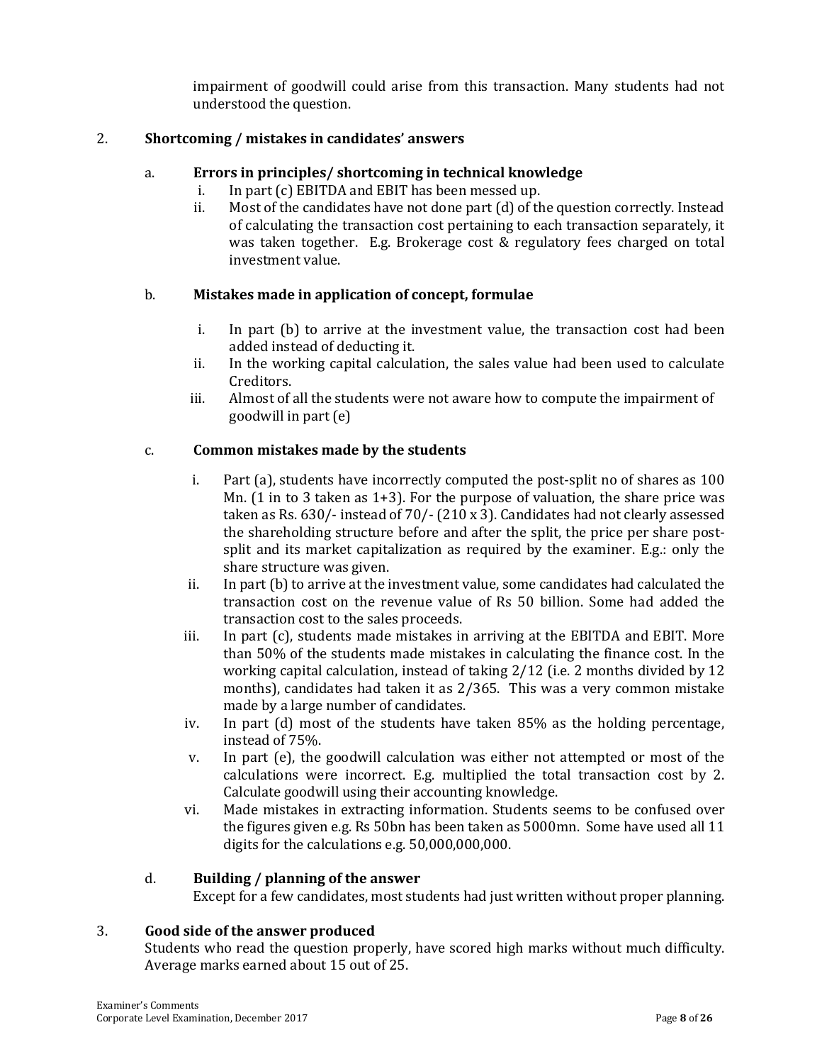impairment of goodwill could arise from this transaction. Many students had not understood the question.

2. **Shortcoming / mistakes in candidates' answers**

   a. **Errors in principles/ shortcoming in technical knowledge**

      i. In part (c) EBITDA and EBIT has been messed up.

      ii. Most of the candidates have not done part (d) of the question correctly. Instead of calculating the transaction cost pertaining to each transaction separately, it was taken together. E.g. Brokerage cost & regulatory fees charged on total investment value.

   b. **Mistakes made in application of concept, formulae**

      i. In part (b) to arrive at the investment value, the transaction cost had been added instead of deducting it.

      ii. In the working capital calculation, the sales value had been used to calculate Creditors.

      iii. Almost of all the students were not aware how to compute the impairment of goodwill in part (e)

   c. **Common mistakes made by the students**

      i. Part (a), students have incorrectly computed the post-split no of shares as 100 Mn. (1 in to 3 taken as 1+3). For the purpose of valuation, the share price was taken as Rs. 630/- instead of 70/- (210 x 3). Candidates had not clearly assessed the shareholding structure before and after the split, the price per share post-split and its market capitalization as required by the examiner. E.g.: only the share structure was given.

      ii. In part (b) to arrive at the investment value, some candidates had calculated the transaction cost on the revenue value of Rs 50 billion. Some had added the transaction cost to the sales proceeds.

      iii. In part (c), students made mistakes in arriving at the EBITDA and EBIT. More than 50% of the students made mistakes in calculating the finance cost. In the working capital calculation, instead of taking 2/12 (i.e. 2 months divided by 12 months), candidates had taken it as 2/365. This was a very common mistake made by a large number of candidates.

      iv. In part (d) most of the students have taken 85% as the holding percentage, instead of 75%.

      v. In part (e), the goodwill calculation was either not attempted or most of the calculations were incorrect. E.g. multiplied the total transaction cost by 2. Calculate goodwill using their accounting knowledge.

      vi. Made mistakes in extracting information. Students seems to be confused over the figures given e.g. Rs 50bn has been taken as 5000mn. Some have used all 11 digits for the calculations e.g. 50,000,000,000.

   d. **Building / planning of the answer**

      Except for a few candidates, most students had just written without proper planning.

3. **Good side of the answer produced**

   Students who read the question properly, have scored high marks without much difficulty. Average marks earned about 15 out of 25.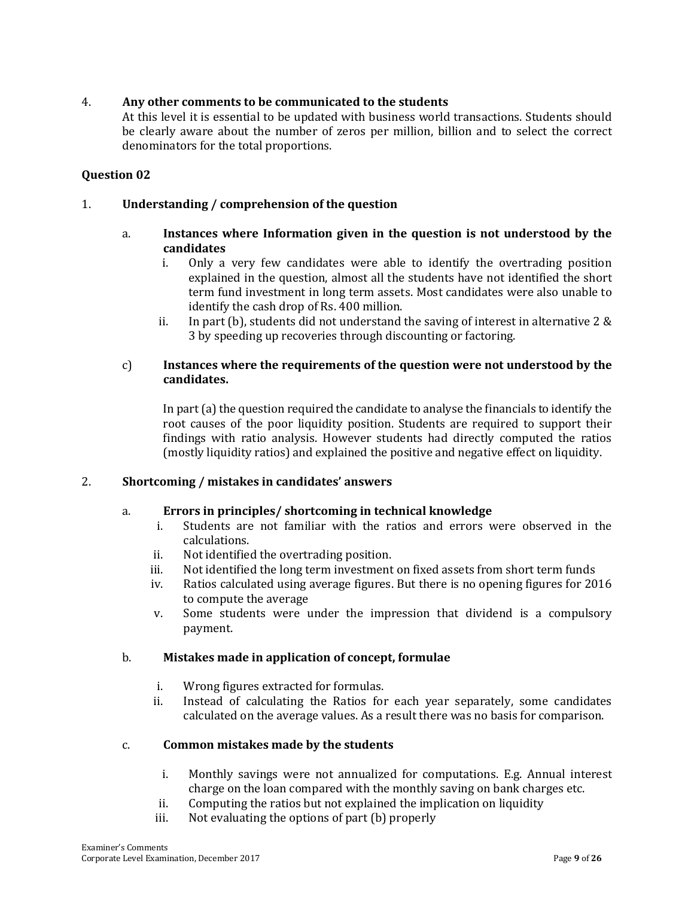4. **Any other comments to be communicated to the students**
   At this level it is essential to be updated with business world transactions. Students should be clearly aware about the number of zeros per million, billion and to select the correct denominators for the total proportions.

**Question 02**

1. **Understanding / comprehension of the question**

   a. **Instances where Information given in the question is not understood by the candidates**
      i. Only a very few candidates were able to identify the overtrading position explained in the question, almost all the students have not identified the short term fund investment in long term assets. Most candidates were also unable to identify the cash drop of Rs. 400 million.
      ii. In part (b), students did not understand the saving of interest in alternative 2 & 3 by speeding up recoveries through discounting or factoring.

   c) **Instances where the requirements of the question were not understood by the candidates.**

      In part (a) the question required the candidate to analyse the financials to identify the root causes of the poor liquidity position. Students are required to support their findings with ratio analysis. However students had directly computed the ratios (mostly liquidity ratios) and explained the positive and negative effect on liquidity.

2. **Shortcoming / mistakes in candidates' answers**

   a. **Errors in principles/ shortcoming in technical knowledge**
      i. Students are not familiar with the ratios and errors were observed in the calculations.
      ii. Not identified the overtrading position.
      iii. Not identified the long term investment on fixed assets from short term funds
      iv. Ratios calculated using average figures. But there is no opening figures for 2016 to compute the average
      v. Some students were under the impression that dividend is a compulsory payment.

   b. **Mistakes made in application of concept, formulae**

      i. Wrong figures extracted for formulas.
      ii. Instead of calculating the Ratios for each year separately, some candidates calculated on the average values. As a result there was no basis for comparison.

   c. **Common mistakes made by the students**

      i. Monthly savings were not annualized for computations. E.g. Annual interest charge on the loan compared with the monthly saving on bank charges etc.
      ii. Computing the ratios but not explained the implication on liquidity
      iii. Not evaluating the options of part (b) properly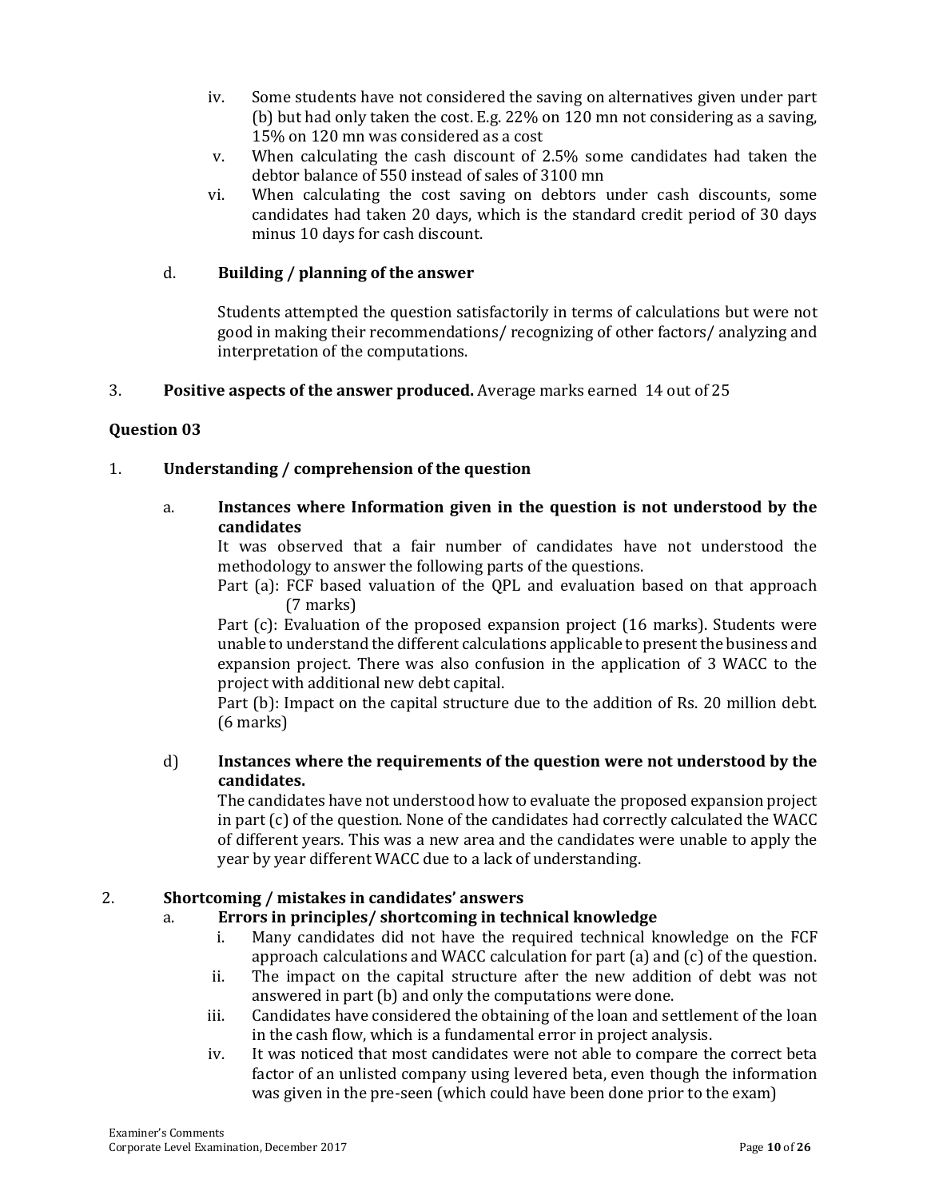iv. Some students have not considered the saving on alternatives given under part (b) but had only taken the cost. E.g. 22% on 120 mn not considering as a saving, 15% on 120 mn was considered as a cost

v. When calculating the cash discount of 2.5% some candidates had taken the debtor balance of 550 instead of sales of 3100 mn

vi. When calculating the cost saving on debtors under cash discounts, some candidates had taken 20 days, which is the standard credit period of 30 days minus 10 days for cash discount.

d. **Building / planning of the answer**

Students attempted the question satisfactorily in terms of calculations but were not good in making their recommendations/ recognizing of other factors/ analyzing and interpretation of the computations.

3. **Positive aspects of the answer produced.** Average marks earned 14 out of 25

**Question 03**

1. **Understanding / comprehension of the question**

a. **Instances where Information given in the question is not understood by the candidates**

It was observed that a fair number of candidates have not understood the methodology to answer the following parts of the questions.

Part (a): FCF based valuation of the QPL and evaluation based on that approach (7 marks)

Part (c): Evaluation of the proposed expansion project (16 marks). Students were unable to understand the different calculations applicable to present the business and expansion project. There was also confusion in the application of 3 WACC to the project with additional new debt capital.

Part (b): Impact on the capital structure due to the addition of Rs. 20 million debt. (6 marks)

d) **Instances where the requirements of the question were not understood by the candidates.**

The candidates have not understood how to evaluate the proposed expansion project in part (c) of the question. None of the candidates had correctly calculated the WACC of different years. This was a new area and the candidates were unable to apply the year by year different WACC due to a lack of understanding.

2. **Shortcoming / mistakes in candidates' answers**

a. **Errors in principles/ shortcoming in technical knowledge**

i. Many candidates did not have the required technical knowledge on the FCF approach calculations and WACC calculation for part (a) and (c) of the question.

ii. The impact on the capital structure after the new addition of debt was not answered in part (b) and only the computations were done.

iii. Candidates have considered the obtaining of the loan and settlement of the loan in the cash flow, which is a fundamental error in project analysis.

iv. It was noticed that most candidates were not able to compare the correct beta factor of an unlisted company using levered beta, even though the information was given in the pre-seen (which could have been done prior to the exam)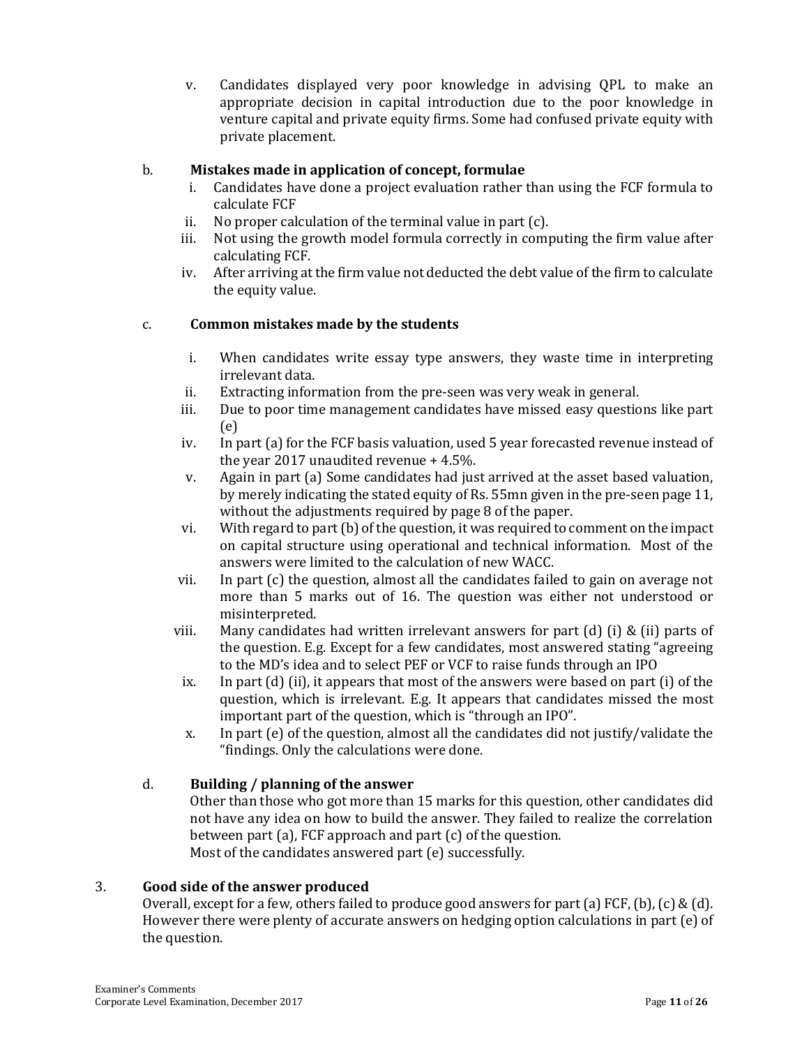v. Candidates displayed very poor knowledge in advising QPL to make an appropriate decision in capital introduction due to the poor knowledge in venture capital and private equity firms. Some had confused private equity with private placement.

b. **Mistakes made in application of concept, formulae**

i. Candidates have done a project evaluation rather than using the FCF formula to calculate FCF

ii. No proper calculation of the terminal value in part (c).

iii. Not using the growth model formula correctly in computing the firm value after calculating FCF.

iv. After arriving at the firm value not deducted the debt value of the firm to calculate the equity value.

c. **Common mistakes made by the students**

i. When candidates write essay type answers, they waste time in interpreting irrelevant data.

ii. Extracting information from the pre-seen was very weak in general.

iii. Due to poor time management candidates have missed easy questions like part (e)

iv. In part (a) for the FCF basis valuation, used 5 year forecasted revenue instead of the year 2017 unaudited revenue + 4.5%.

v. Again in part (a) Some candidates had just arrived at the asset based valuation, by merely indicating the stated equity of Rs. 55mn given in the pre-seen page 11, without the adjustments required by page 8 of the paper.

vi. With regard to part (b) of the question, it was required to comment on the impact on capital structure using operational and technical information. Most of the answers were limited to the calculation of new WACC.

vii. In part (c) the question, almost all the candidates failed to gain on average not more than 5 marks out of 16. The question was either not understood or misinterpreted.

viii. Many candidates had written irrelevant answers for part (d) (i) & (ii) parts of the question. E.g. Except for a few candidates, most answered stating "agreeing to the MD's idea and to select PEF or VCF to raise funds through an IPO

ix. In part (d) (ii), it appears that most of the answers were based on part (i) of the question, which is irrelevant. E.g. It appears that candidates missed the most important part of the question, which is "through an IPO".

x. In part (e) of the question, almost all the candidates did not justify/validate the "findings. Only the calculations were done.

d. **Building / planning of the answer**

Other than those who got more than 15 marks for this question, other candidates did not have any idea on how to build the answer. They failed to realize the correlation between part (a), FCF approach and part (c) of the question.
Most of the candidates answered part (e) successfully.

3. **Good side of the answer produced**

Overall, except for a few, others failed to produce good answers for part (a) FCF, (b), (c) & (d). However there were plenty of accurate answers on hedging option calculations in part (e) of the question.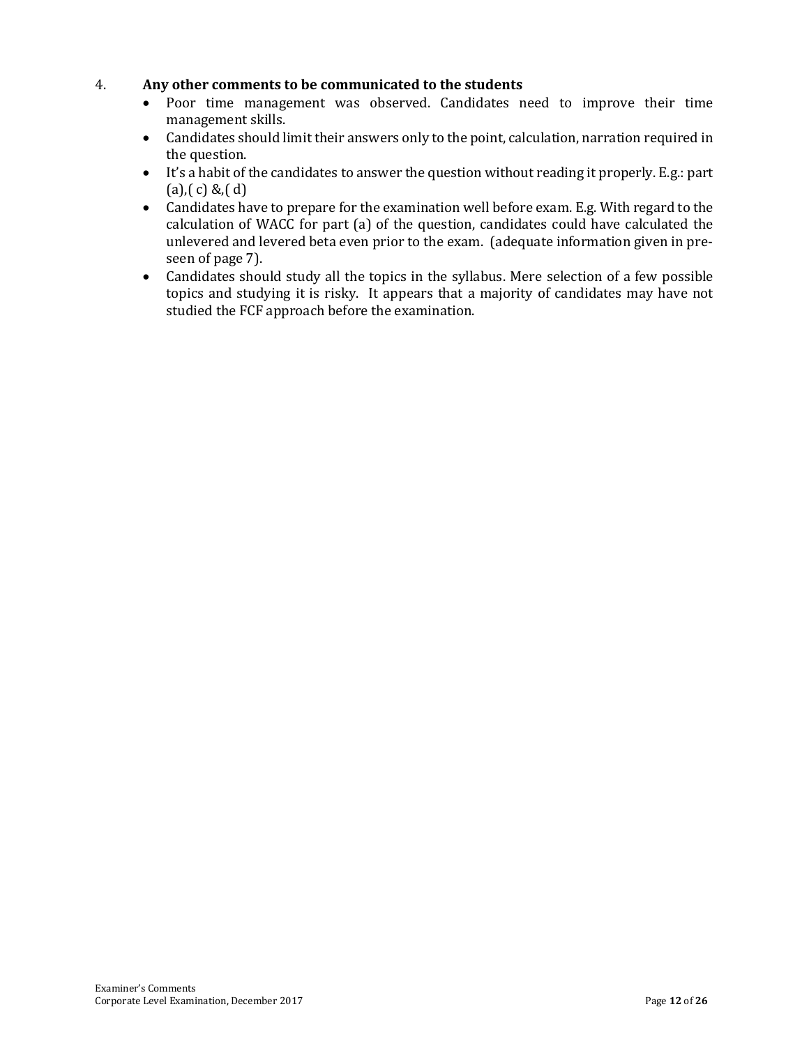4. **Any other comments to be communicated to the students**

- Poor time management was observed. Candidates need to improve their time management skills.
- Candidates should limit their answers only to the point, calculation, narration required in the question.
- It's a habit of the candidates to answer the question without reading it properly. E.g.: part (a),( c) &,( d)
- Candidates have to prepare for the examination well before exam. E.g. With regard to the calculation of WACC for part (a) of the question, candidates could have calculated the unlevered and levered beta even prior to the exam. (adequate information given in pre-seen of page 7).
- Candidates should study all the topics in the syllabus. Mere selection of a few possible topics and studying it is risky. It appears that a majority of candidates may have not studied the FCF approach before the examination.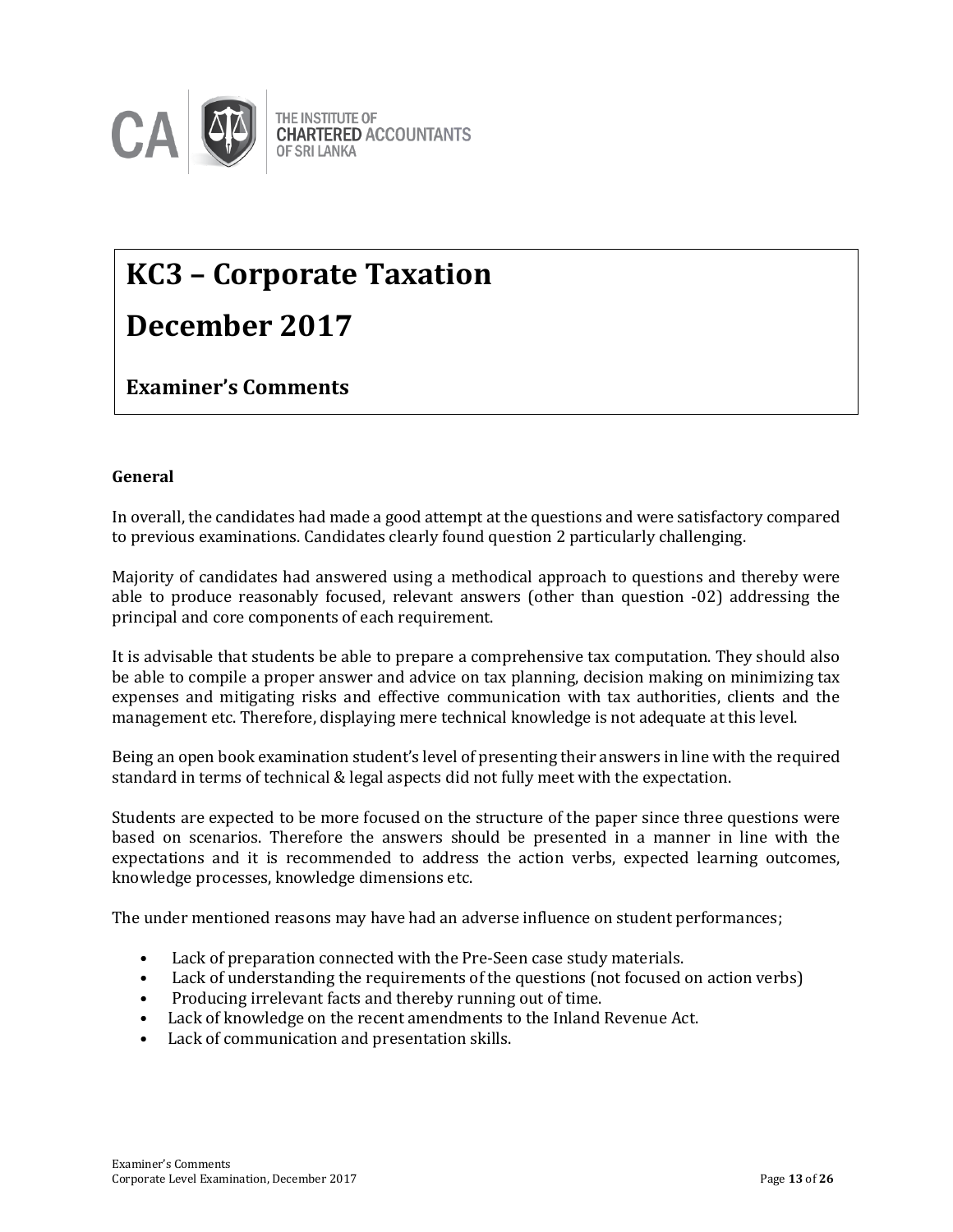THE INSTITUTE OF CHARTERED ACCOUNTANTS OF SRI LANKA

# KC3 – Corporate Taxation

# December 2017

## Examiner's Comments

**General**

In overall, the candidates had made a good attempt at the questions and were satisfactory compared to previous examinations. Candidates clearly found question 2 particularly challenging.

Majority of candidates had answered using a methodical approach to questions and thereby were able to produce reasonably focused, relevant answers (other than question -02) addressing the principal and core components of each requirement.

It is advisable that students be able to prepare a comprehensive tax computation. They should also be able to compile a proper answer and advice on tax planning, decision making on minimizing tax expenses and mitigating risks and effective communication with tax authorities, clients and the management etc. Therefore, displaying mere technical knowledge is not adequate at this level.

Being an open book examination student's level of presenting their answers in line with the required standard in terms of technical & legal aspects did not fully meet with the expectation.

Students are expected to be more focused on the structure of the paper since three questions were based on scenarios. Therefore the answers should be presented in a manner in line with the expectations and it is recommended to address the action verbs, expected learning outcomes, knowledge processes, knowledge dimensions etc.

The under mentioned reasons may have had an adverse influence on student performances;

- Lack of preparation connected with the Pre-Seen case study materials.
- Lack of understanding the requirements of the questions (not focused on action verbs)
- Producing irrelevant facts and thereby running out of time.
- Lack of knowledge on the recent amendments to the Inland Revenue Act.
- Lack of communication and presentation skills.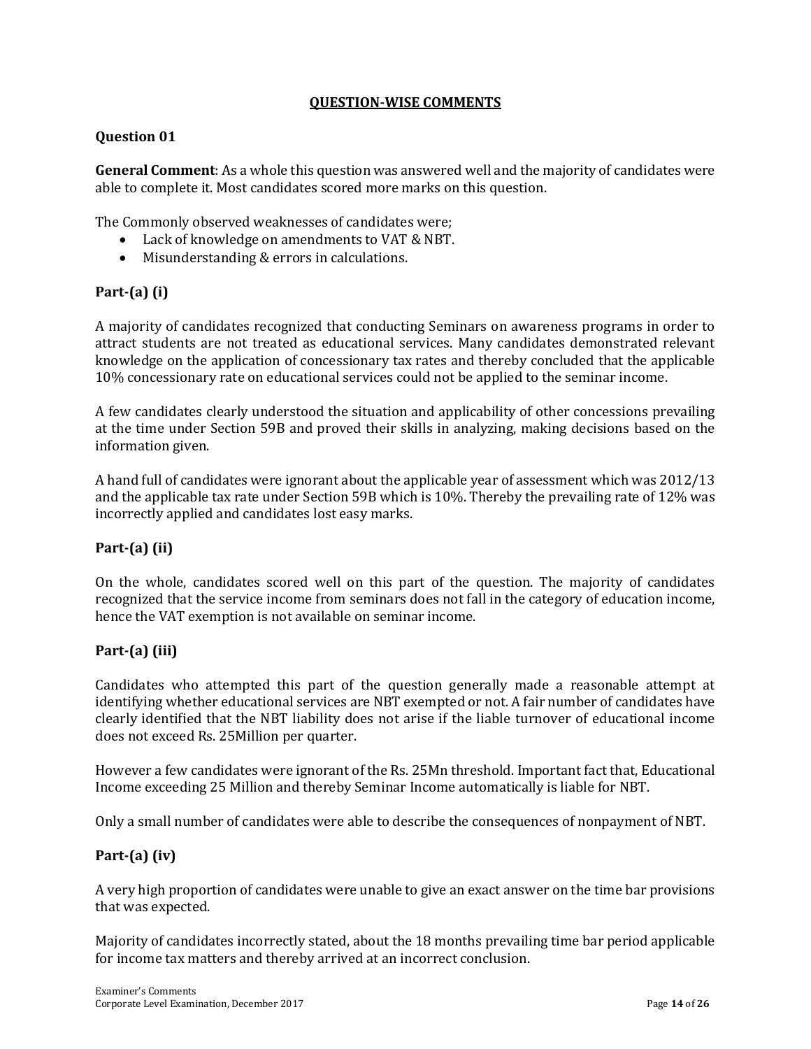## QUESTION-WISE COMMENTS

### Question 01

**General Comment**: As a whole this question was answered well and the majority of candidates were able to complete it. Most candidates scored more marks on this question.

The Commonly observed weaknesses of candidates were;

- Lack of knowledge on amendments to VAT & NBT.
- Misunderstanding & errors in calculations.

### Part-(a) (i)

A majority of candidates recognized that conducting Seminars on awareness programs in order to attract students are not treated as educational services. Many candidates demonstrated relevant knowledge on the application of concessionary tax rates and thereby concluded that the applicable 10% concessionary rate on educational services could not be applied to the seminar income.

A few candidates clearly understood the situation and applicability of other concessions prevailing at the time under Section 59B and proved their skills in analyzing, making decisions based on the information given.

A hand full of candidates were ignorant about the applicable year of assessment which was 2012/13 and the applicable tax rate under Section 59B which is 10%. Thereby the prevailing rate of 12% was incorrectly applied and candidates lost easy marks.

### Part-(a) (ii)

On the whole, candidates scored well on this part of the question. The majority of candidates recognized that the service income from seminars does not fall in the category of education income, hence the VAT exemption is not available on seminar income.

### Part-(a) (iii)

Candidates who attempted this part of the question generally made a reasonable attempt at identifying whether educational services are NBT exempted or not. A fair number of candidates have clearly identified that the NBT liability does not arise if the liable turnover of educational income does not exceed Rs. 25Million per quarter.

However a few candidates were ignorant of the Rs. 25Mn threshold. Important fact that, Educational Income exceeding 25 Million and thereby Seminar Income automatically is liable for NBT.

Only a small number of candidates were able to describe the consequences of nonpayment of NBT.

### Part-(a) (iv)

A very high proportion of candidates were unable to give an exact answer on the time bar provisions that was expected.

Majority of candidates incorrectly stated, about the 18 months prevailing time bar period applicable for income tax matters and thereby arrived at an incorrect conclusion.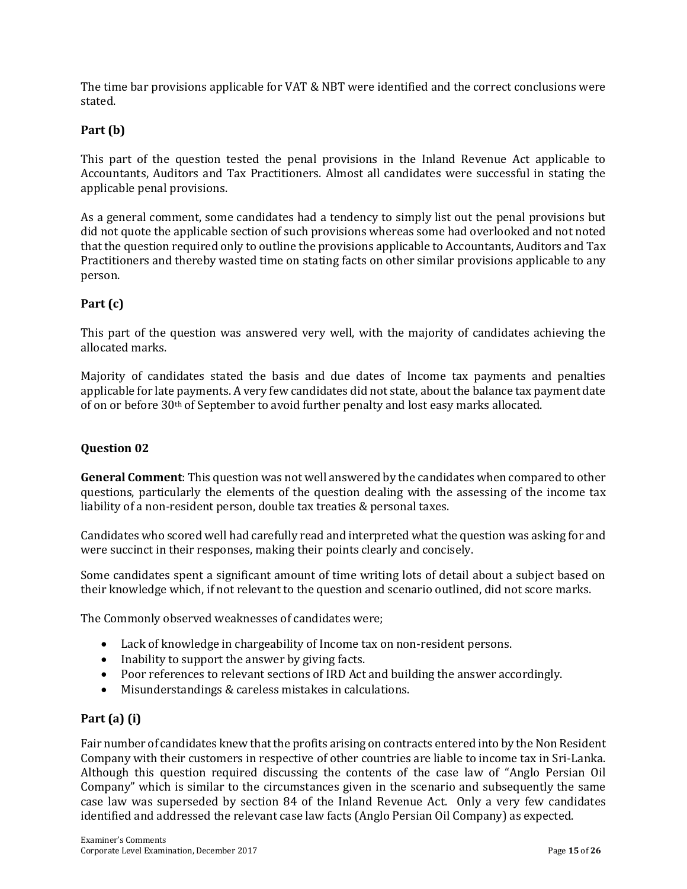The time bar provisions applicable for VAT & NBT were identified and the correct conclusions were stated.

### Part (b)

This part of the question tested the penal provisions in the Inland Revenue Act applicable to Accountants, Auditors and Tax Practitioners. Almost all candidates were successful in stating the applicable penal provisions.

As a general comment, some candidates had a tendency to simply list out the penal provisions but did not quote the applicable section of such provisions whereas some had overlooked and not noted that the question required only to outline the provisions applicable to Accountants, Auditors and Tax Practitioners and thereby wasted time on stating facts on other similar provisions applicable to any person.

### Part (c)

This part of the question was answered very well, with the majority of candidates achieving the allocated marks.

Majority of candidates stated the basis and due dates of Income tax payments and penalties applicable for late payments. A very few candidates did not state, about the balance tax payment date of on or before 30th of September to avoid further penalty and lost easy marks allocated.

## Question 02

**General Comment**: This question was not well answered by the candidates when compared to other questions, particularly the elements of the question dealing with the assessing of the income tax liability of a non-resident person, double tax treaties & personal taxes.

Candidates who scored well had carefully read and interpreted what the question was asking for and were succinct in their responses, making their points clearly and concisely.

Some candidates spent a significant amount of time writing lots of detail about a subject based on their knowledge which, if not relevant to the question and scenario outlined, did not score marks.

The Commonly observed weaknesses of candidates were;

- Lack of knowledge in chargeability of Income tax on non-resident persons.
- Inability to support the answer by giving facts.
- Poor references to relevant sections of IRD Act and building the answer accordingly.
- Misunderstandings & careless mistakes in calculations.

### Part (a) (i)

Fair number of candidates knew that the profits arising on contracts entered into by the Non Resident Company with their customers in respective of other countries are liable to income tax in Sri-Lanka. Although this question required discussing the contents of the case law of "Anglo Persian Oil Company" which is similar to the circumstances given in the scenario and subsequently the same case law was superseded by section 84 of the Inland Revenue Act. Only a very few candidates identified and addressed the relevant case law facts (Anglo Persian Oil Company) as expected.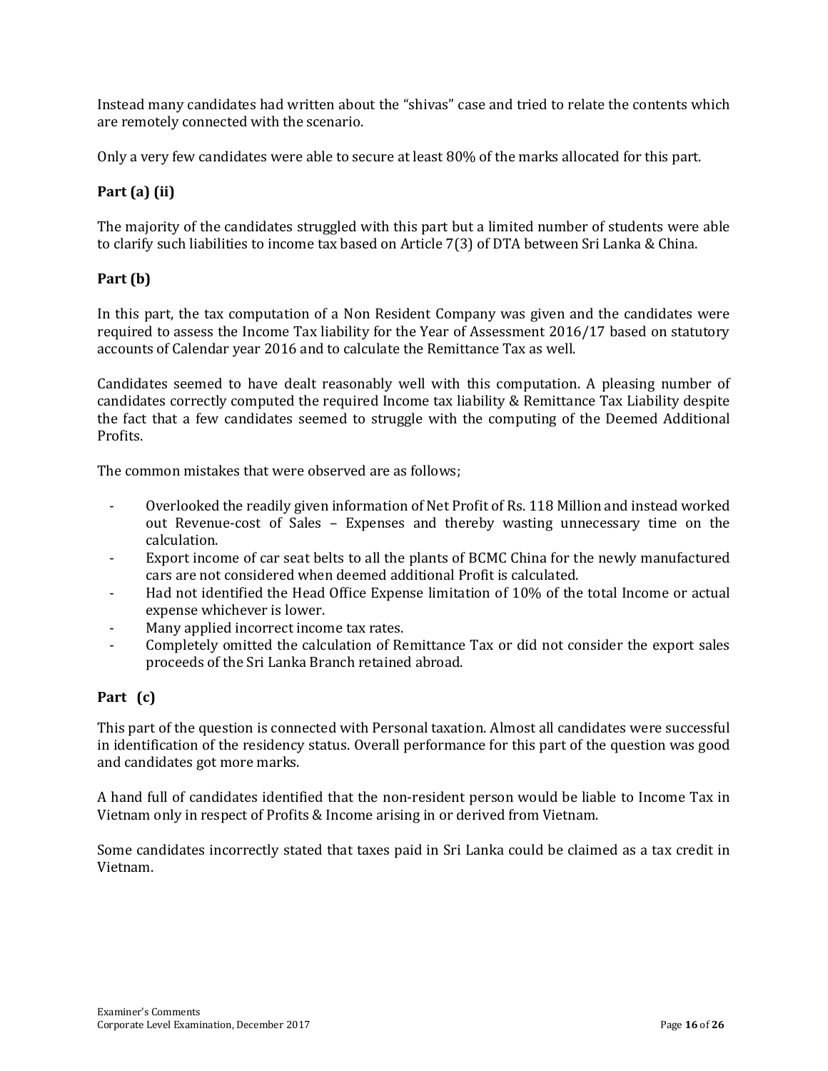Instead many candidates had written about the "shivas" case and tried to relate the contents which are remotely connected with the scenario.

Only a very few candidates were able to secure at least 80% of the marks allocated for this part.

### Part (a) (ii)

The majority of the candidates struggled with this part but a limited number of students were able to clarify such liabilities to income tax based on Article 7(3) of DTA between Sri Lanka & China.

### Part (b)

In this part, the tax computation of a Non Resident Company was given and the candidates were required to assess the Income Tax liability for the Year of Assessment 2016/17 based on statutory accounts of Calendar year 2016 and to calculate the Remittance Tax as well.

Candidates seemed to have dealt reasonably well with this computation. A pleasing number of candidates correctly computed the required Income tax liability & Remittance Tax Liability despite the fact that a few candidates seemed to struggle with the computing of the Deemed Additional Profits.

The common mistakes that were observed are as follows;

- Overlooked the readily given information of Net Profit of Rs. 118 Million and instead worked out Revenue-cost of Sales – Expenses and thereby wasting unnecessary time on the calculation.
- Export income of car seat belts to all the plants of BCMC China for the newly manufactured cars are not considered when deemed additional Profit is calculated.
- Had not identified the Head Office Expense limitation of 10% of the total Income or actual expense whichever is lower.
- Many applied incorrect income tax rates.
- Completely omitted the calculation of Remittance Tax or did not consider the export sales proceeds of the Sri Lanka Branch retained abroad.

### Part (c)

This part of the question is connected with Personal taxation. Almost all candidates were successful in identification of the residency status. Overall performance for this part of the question was good and candidates got more marks.

A hand full of candidates identified that the non-resident person would be liable to Income Tax in Vietnam only in respect of Profits & Income arising in or derived from Vietnam.

Some candidates incorrectly stated that taxes paid in Sri Lanka could be claimed as a tax credit in Vietnam.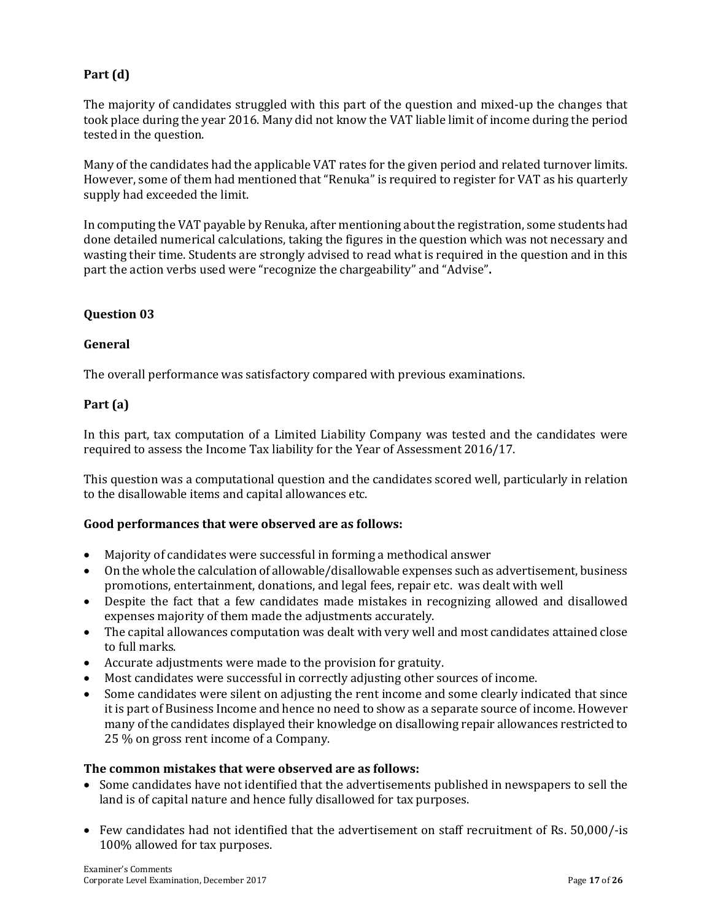**Part (d)**

The majority of candidates struggled with this part of the question and mixed-up the changes that took place during the year 2016. Many did not know the VAT liable limit of income during the period tested in the question.

Many of the candidates had the applicable VAT rates for the given period and related turnover limits. However, some of them had mentioned that "Renuka" is required to register for VAT as his quarterly supply had exceeded the limit.

In computing the VAT payable by Renuka, after mentioning about the registration, some students had done detailed numerical calculations, taking the figures in the question which was not necessary and wasting their time. Students are strongly advised to read what is required in the question and in this part the action verbs used were "recognize the chargeability" and "Advise"**.**

**Question 03**

**General**

The overall performance was satisfactory compared with previous examinations.

**Part (a)**

In this part, tax computation of a Limited Liability Company was tested and the candidates were required to assess the Income Tax liability for the Year of Assessment 2016/17.

This question was a computational question and the candidates scored well, particularly in relation to the disallowable items and capital allowances etc.

**Good performances that were observed are as follows:**

- Majority of candidates were successful in forming a methodical answer
- On the whole the calculation of allowable/disallowable expenses such as advertisement, business promotions, entertainment, donations, and legal fees, repair etc. was dealt with well
- Despite the fact that a few candidates made mistakes in recognizing allowed and disallowed expenses majority of them made the adjustments accurately.
- The capital allowances computation was dealt with very well and most candidates attained close to full marks.
- Accurate adjustments were made to the provision for gratuity.
- Most candidates were successful in correctly adjusting other sources of income.
- Some candidates were silent on adjusting the rent income and some clearly indicated that since it is part of Business Income and hence no need to show as a separate source of income. However many of the candidates displayed their knowledge on disallowing repair allowances restricted to 25 % on gross rent income of a Company.

**The common mistakes that were observed are as follows:**

- Some candidates have not identified that the advertisements published in newspapers to sell the land is of capital nature and hence fully disallowed for tax purposes.
- Few candidates had not identified that the advertisement on staff recruitment of Rs. 50,000/-is 100% allowed for tax purposes.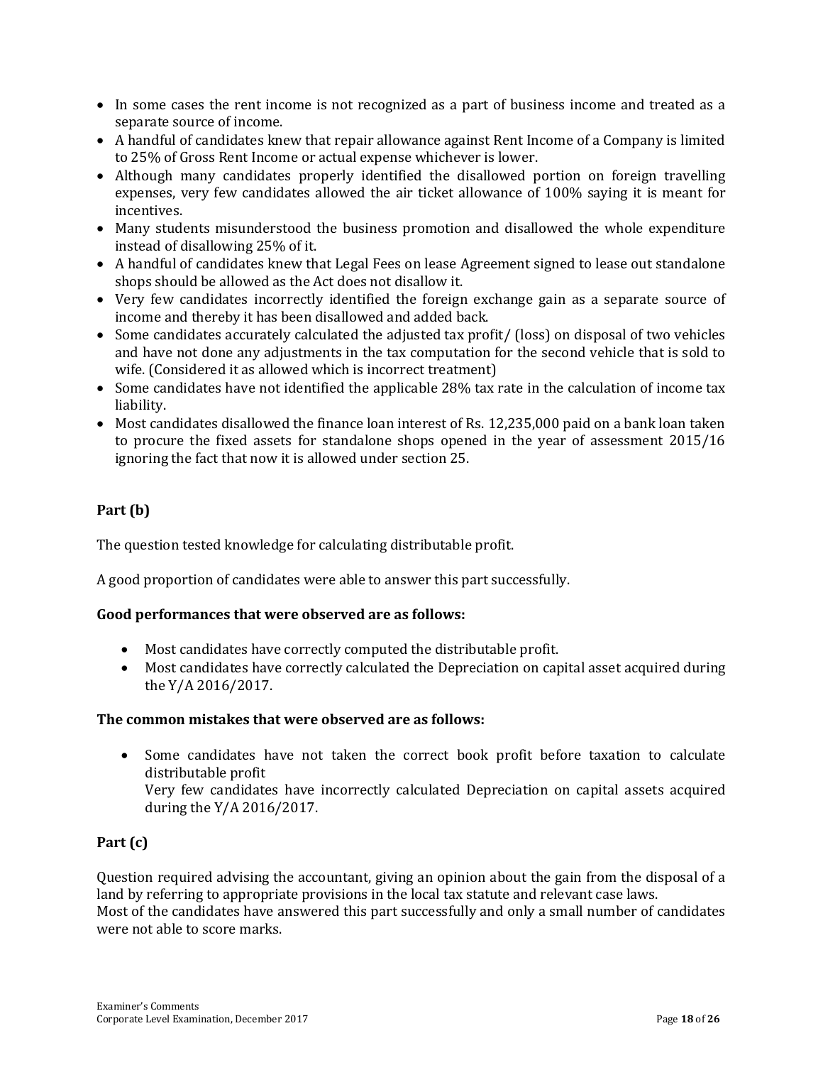- In some cases the rent income is not recognized as a part of business income and treated as a separate source of income.
- A handful of candidates knew that repair allowance against Rent Income of a Company is limited to 25% of Gross Rent Income or actual expense whichever is lower.
- Although many candidates properly identified the disallowed portion on foreign travelling expenses, very few candidates allowed the air ticket allowance of 100% saying it is meant for incentives.
- Many students misunderstood the business promotion and disallowed the whole expenditure instead of disallowing 25% of it.
- A handful of candidates knew that Legal Fees on lease Agreement signed to lease out standalone shops should be allowed as the Act does not disallow it.
- Very few candidates incorrectly identified the foreign exchange gain as a separate source of income and thereby it has been disallowed and added back.
- Some candidates accurately calculated the adjusted tax profit/ (loss) on disposal of two vehicles and have not done any adjustments in the tax computation for the second vehicle that is sold to wife. (Considered it as allowed which is incorrect treatment)
- Some candidates have not identified the applicable 28% tax rate in the calculation of income tax liability.
- Most candidates disallowed the finance loan interest of Rs. 12,235,000 paid on a bank loan taken to procure the fixed assets for standalone shops opened in the year of assessment 2015/16 ignoring the fact that now it is allowed under section 25.

### Part (b)

The question tested knowledge for calculating distributable profit.

A good proportion of candidates were able to answer this part successfully.

**Good performances that were observed are as follows:**

- Most candidates have correctly computed the distributable profit.
- Most candidates have correctly calculated the Depreciation on capital asset acquired during the Y/A 2016/2017.

**The common mistakes that were observed are as follows:**

- Some candidates have not taken the correct book profit before taxation to calculate distributable profit
  Very few candidates have incorrectly calculated Depreciation on capital assets acquired during the Y/A 2016/2017.

### Part (c)

Question required advising the accountant, giving an opinion about the gain from the disposal of a land by referring to appropriate provisions in the local tax statute and relevant case laws.
Most of the candidates have answered this part successfully and only a small number of candidates were not able to score marks.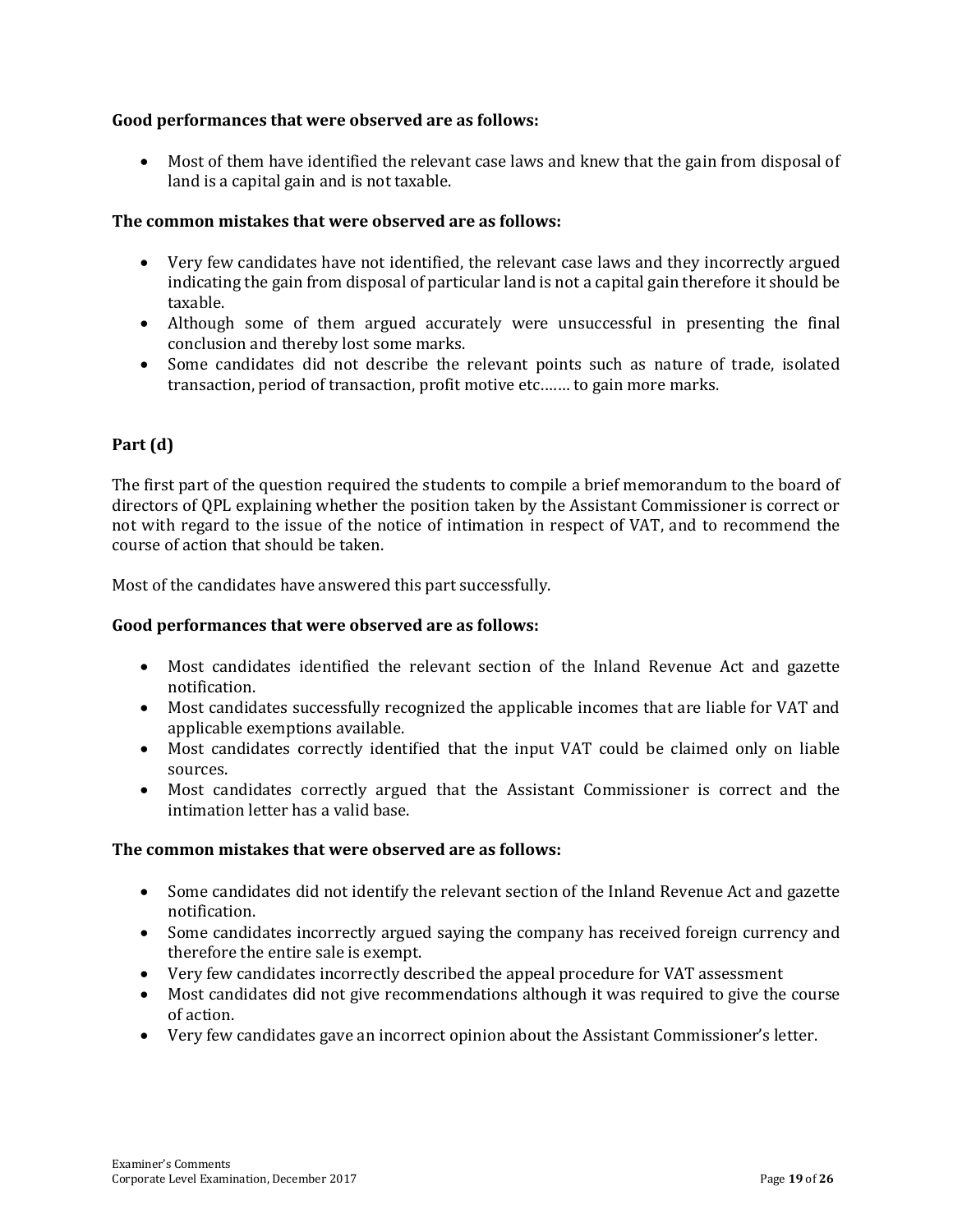**Good performances that were observed are as follows:**

- Most of them have identified the relevant case laws and knew that the gain from disposal of land is a capital gain and is not taxable.

**The common mistakes that were observed are as follows:**

- Very few candidates have not identified, the relevant case laws and they incorrectly argued indicating the gain from disposal of particular land is not a capital gain therefore it should be taxable.
- Although some of them argued accurately were unsuccessful in presenting the final conclusion and thereby lost some marks.
- Some candidates did not describe the relevant points such as nature of trade, isolated transaction, period of transaction, profit motive etc……. to gain more marks.

**Part (d)**

The first part of the question required the students to compile a brief memorandum to the board of directors of QPL explaining whether the position taken by the Assistant Commissioner is correct or not with regard to the issue of the notice of intimation in respect of VAT, and to recommend the course of action that should be taken.

Most of the candidates have answered this part successfully.

**Good performances that were observed are as follows:**

- Most candidates identified the relevant section of the Inland Revenue Act and gazette notification.
- Most candidates successfully recognized the applicable incomes that are liable for VAT and applicable exemptions available.
- Most candidates correctly identified that the input VAT could be claimed only on liable sources.
- Most candidates correctly argued that the Assistant Commissioner is correct and the intimation letter has a valid base.

**The common mistakes that were observed are as follows:**

- Some candidates did not identify the relevant section of the Inland Revenue Act and gazette notification.
- Some candidates incorrectly argued saying the company has received foreign currency and therefore the entire sale is exempt.
- Very few candidates incorrectly described the appeal procedure for VAT assessment
- Most candidates did not give recommendations although it was required to give the course of action.
- Very few candidates gave an incorrect opinion about the Assistant Commissioner's letter.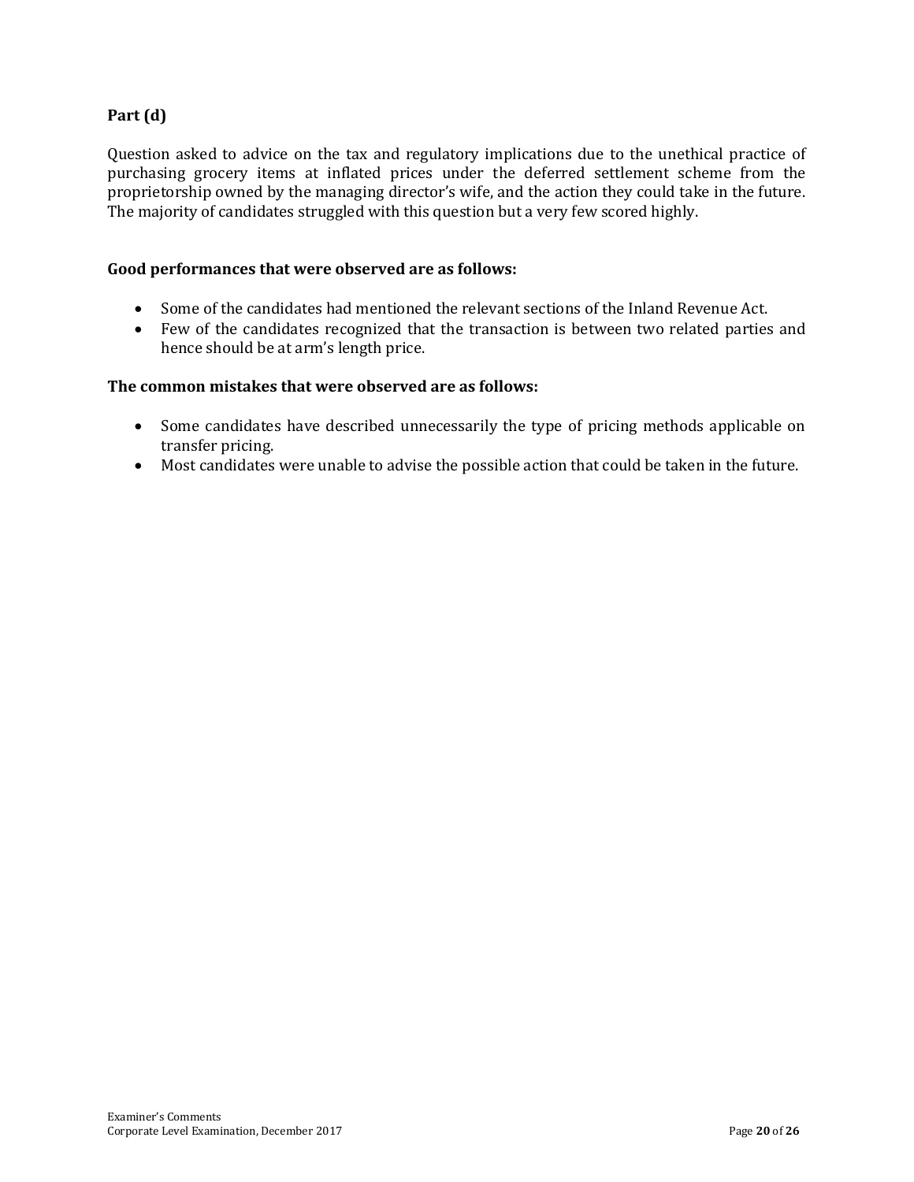**Part (d)**

Question asked to advice on the tax and regulatory implications due to the unethical practice of purchasing grocery items at inflated prices under the deferred settlement scheme from the proprietorship owned by the managing director's wife, and the action they could take in the future. The majority of candidates struggled with this question but a very few scored highly.

**Good performances that were observed are as follows:**

- Some of the candidates had mentioned the relevant sections of the Inland Revenue Act.
- Few of the candidates recognized that the transaction is between two related parties and hence should be at arm's length price.

**The common mistakes that were observed are as follows:**

- Some candidates have described unnecessarily the type of pricing methods applicable on transfer pricing.
- Most candidates were unable to advise the possible action that could be taken in the future.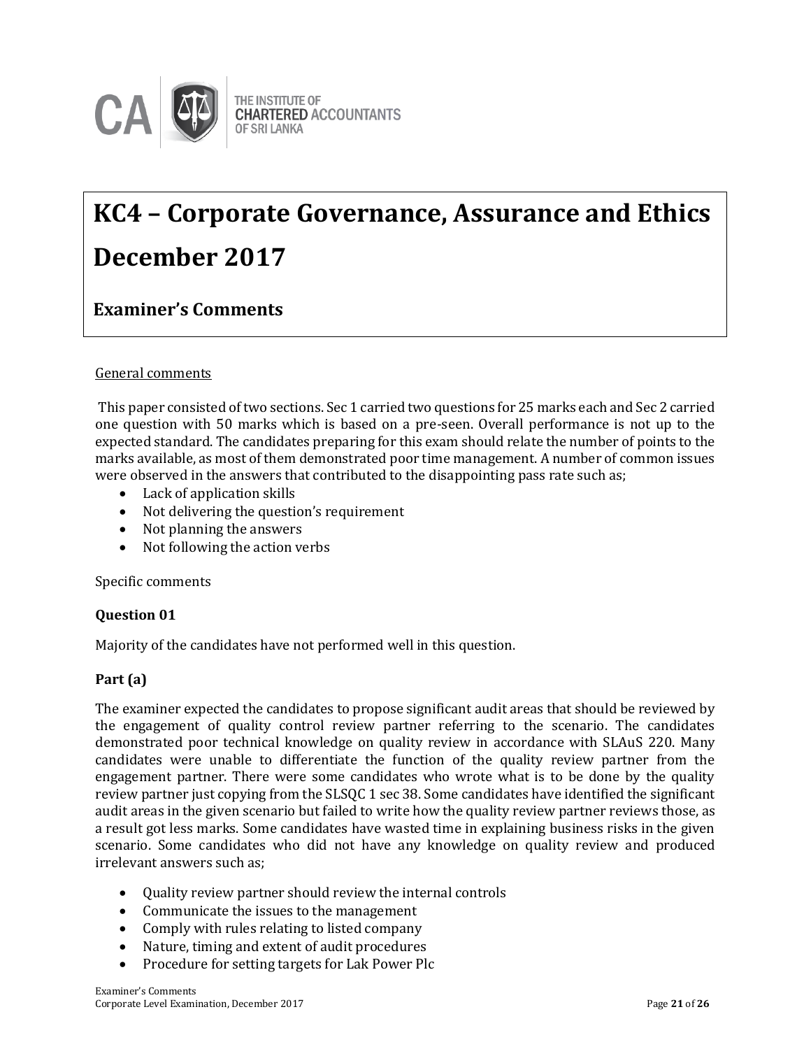# KC4 – Corporate Governance, Assurance and Ethics December 2017

## Examiner's Comments

General comments

This paper consisted of two sections. Sec 1 carried two questions for 25 marks each and Sec 2 carried one question with 50 marks which is based on a pre-seen. Overall performance is not up to the expected standard. The candidates preparing for this exam should relate the number of points to the marks available, as most of them demonstrated poor time management. A number of common issues were observed in the answers that contributed to the disappointing pass rate such as;

- Lack of application skills
- Not delivering the question's requirement
- Not planning the answers
- Not following the action verbs

Specific comments

### Question 01

Majority of the candidates have not performed well in this question.

### Part (a)

The examiner expected the candidates to propose significant audit areas that should be reviewed by the engagement of quality control review partner referring to the scenario. The candidates demonstrated poor technical knowledge on quality review in accordance with SLAuS 220. Many candidates were unable to differentiate the function of the quality review partner from the engagement partner. There were some candidates who wrote what is to be done by the quality review partner just copying from the SLSQC 1 sec 38. Some candidates have identified the significant audit areas in the given scenario but failed to write how the quality review partner reviews those, as a result got less marks. Some candidates have wasted time in explaining business risks in the given scenario. Some candidates who did not have any knowledge on quality review and produced irrelevant answers such as;

- Quality review partner should review the internal controls
- Communicate the issues to the management
- Comply with rules relating to listed company
- Nature, timing and extent of audit procedures
- Procedure for setting targets for Lak Power Plc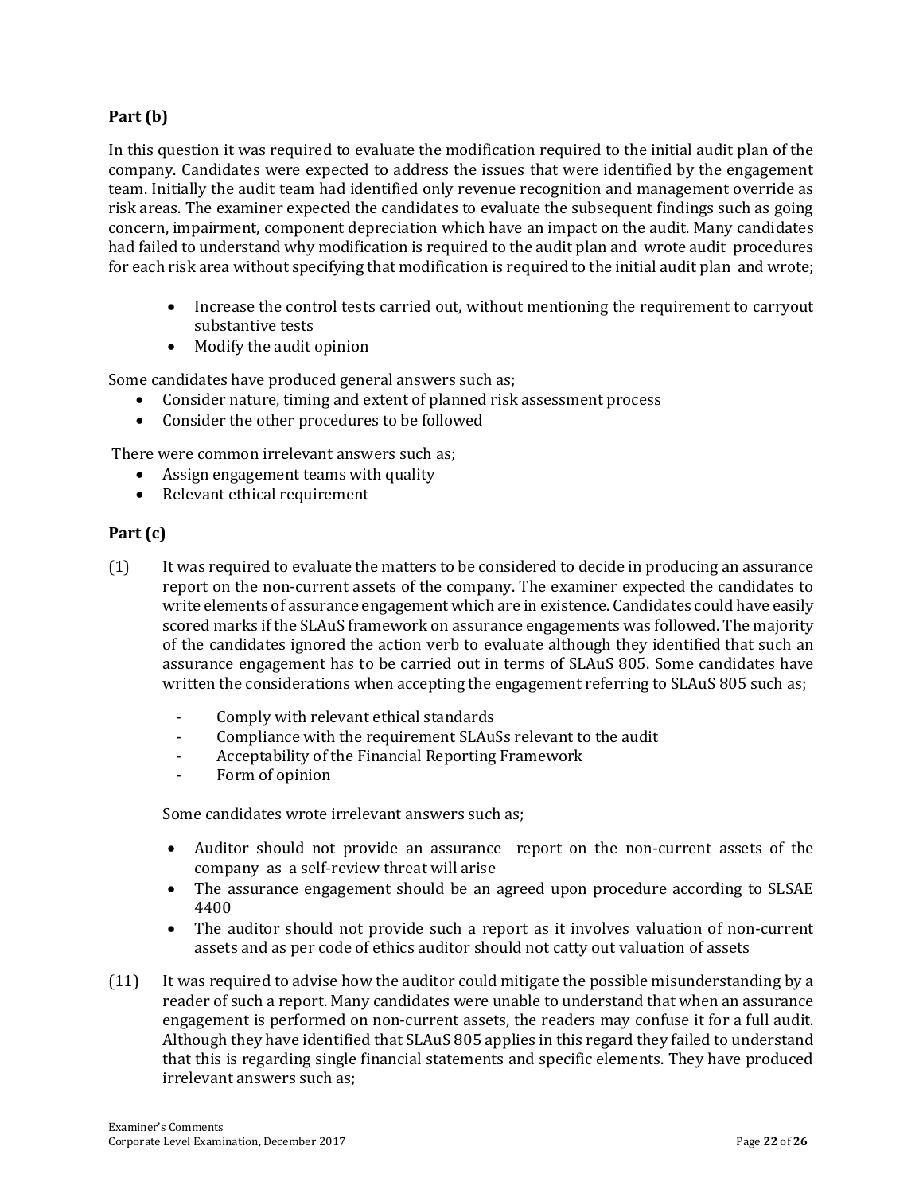**Part (b)**

In this question it was required to evaluate the modification required to the initial audit plan of the company. Candidates were expected to address the issues that were identified by the engagement team. Initially the audit team had identified only revenue recognition and management override as risk areas. The examiner expected the candidates to evaluate the subsequent findings such as going concern, impairment, component depreciation which have an impact on the audit. Many candidates had failed to understand why modification is required to the audit plan and wrote audit procedures for each risk area without specifying that modification is required to the initial audit plan and wrote;

- Increase the control tests carried out, without mentioning the requirement to carryout substantive tests
- Modify the audit opinion

Some candidates have produced general answers such as;

- Consider nature, timing and extent of planned risk assessment process
- Consider the other procedures to be followed

There were common irrelevant answers such as;

- Assign engagement teams with quality
- Relevant ethical requirement

**Part (c)**

(1) It was required to evaluate the matters to be considered to decide in producing an assurance report on the non-current assets of the company. The examiner expected the candidates to write elements of assurance engagement which are in existence. Candidates could have easily scored marks if the SLAuS framework on assurance engagements was followed. The majority of the candidates ignored the action verb to evaluate although they identified that such an assurance engagement has to be carried out in terms of SLAuS 805. Some candidates have written the considerations when accepting the engagement referring to SLAuS 805 such as;

- Comply with relevant ethical standards
- Compliance with the requirement SLAuSs relevant to the audit
- Acceptability of the Financial Reporting Framework
- Form of opinion

Some candidates wrote irrelevant answers such as;

- Auditor should not provide an assurance report on the non-current assets of the company as a self-review threat will arise
- The assurance engagement should be an agreed upon procedure according to SLSAE 4400
- The auditor should not provide such a report as it involves valuation of non-current assets and as per code of ethics auditor should not catty out valuation of assets

(11) It was required to advise how the auditor could mitigate the possible misunderstanding by a reader of such a report. Many candidates were unable to understand that when an assurance engagement is performed on non-current assets, the readers may confuse it for a full audit. Although they have identified that SLAuS 805 applies in this regard they failed to understand that this is regarding single financial statements and specific elements. They have produced irrelevant answers such as;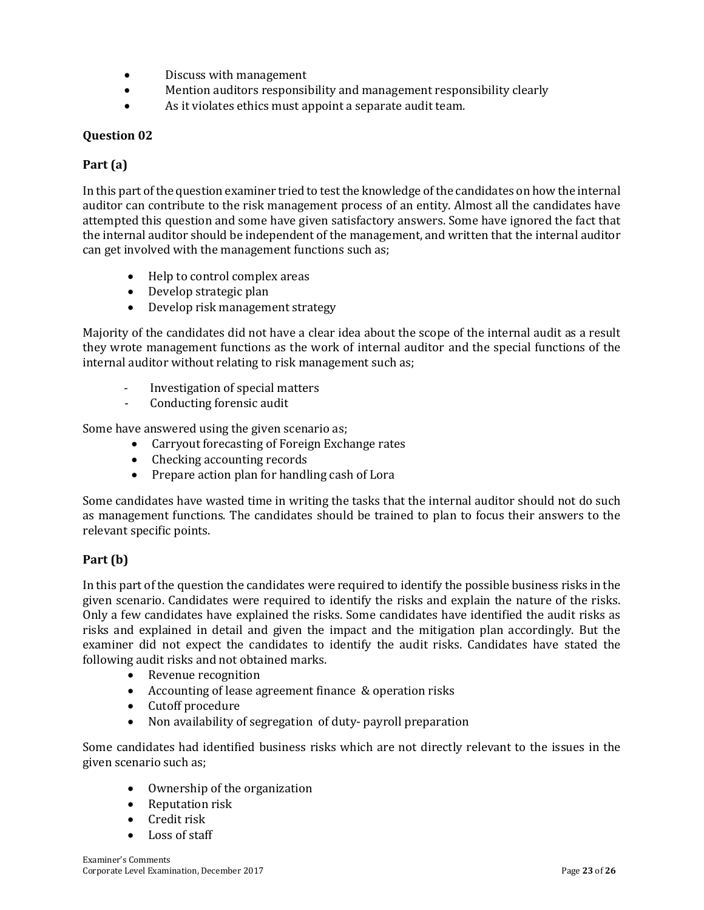- Discuss with management
- Mention auditors responsibility and management responsibility clearly
- As it violates ethics must appoint a separate audit team.

**Question 02**

**Part (a)**

In this part of the question examiner tried to test the knowledge of the candidates on how the internal auditor can contribute to the risk management process of an entity. Almost all the candidates have attempted this question and some have given satisfactory answers. Some have ignored the fact that the internal auditor should be independent of the management, and written that the internal auditor can get involved with the management functions such as;

- Help to control complex areas
- Develop strategic plan
- Develop risk management strategy

Majority of the candidates did not have a clear idea about the scope of the internal audit as a result they wrote management functions as the work of internal auditor and the special functions of the internal auditor without relating to risk management such as;

- Investigation of special matters
- Conducting forensic audit

Some have answered using the given scenario as;

- Carryout forecasting of Foreign Exchange rates
- Checking accounting records
- Prepare action plan for handling cash of Lora

Some candidates have wasted time in writing the tasks that the internal auditor should not do such as management functions. The candidates should be trained to plan to focus their answers to the relevant specific points.

**Part (b)**

In this part of the question the candidates were required to identify the possible business risks in the given scenario. Candidates were required to identify the risks and explain the nature of the risks. Only a few candidates have explained the risks. Some candidates have identified the audit risks as risks and explained in detail and given the impact and the mitigation plan accordingly. But the examiner did not expect the candidates to identify the audit risks. Candidates have stated the following audit risks and not obtained marks.

- Revenue recognition
- Accounting of lease agreement finance & operation risks
- Cutoff procedure
- Non availability of segregation of duty- payroll preparation

Some candidates had identified business risks which are not directly relevant to the issues in the given scenario such as;

- Ownership of the organization
- Reputation risk
- Credit risk
- Loss of staff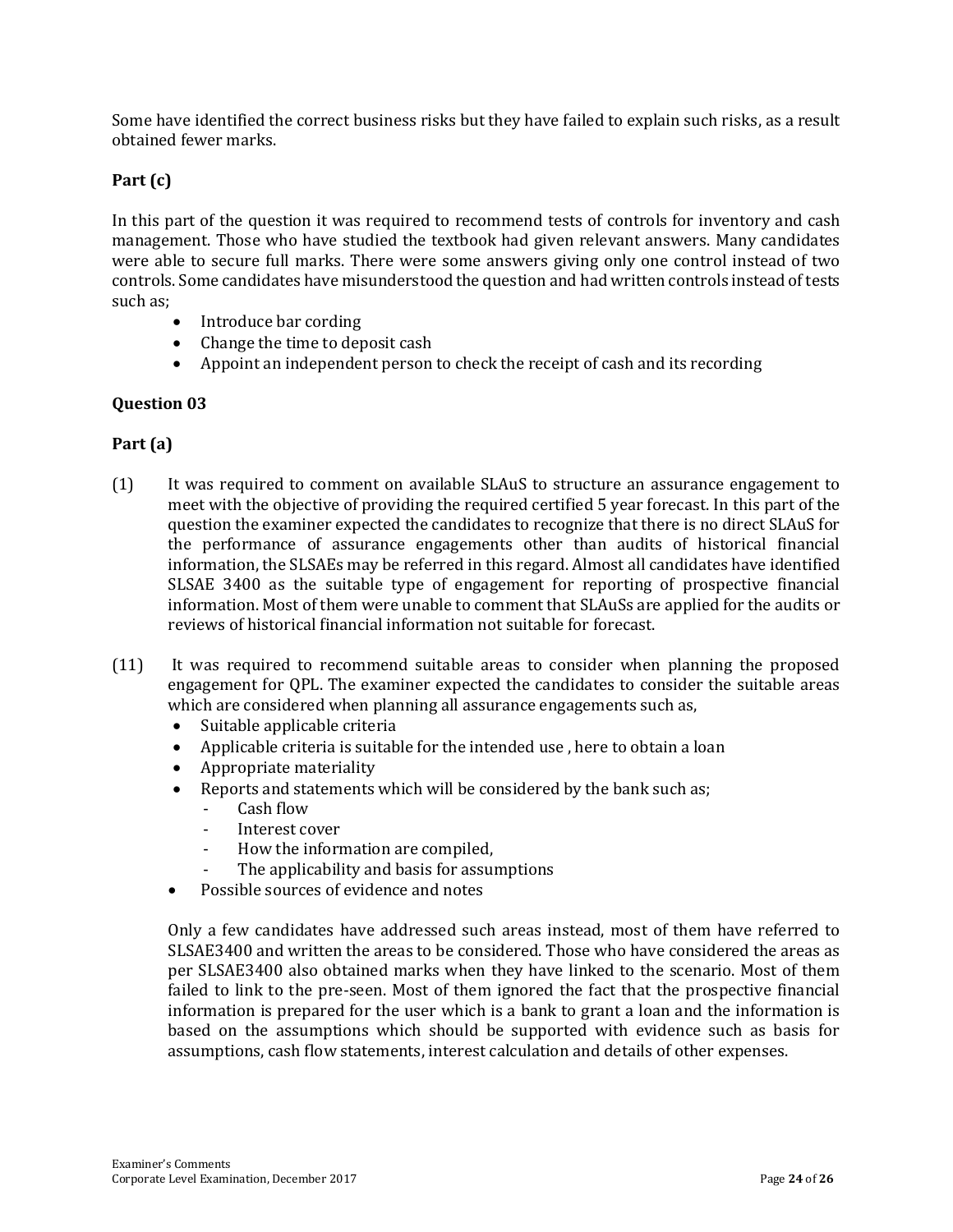Some have identified the correct business risks but they have failed to explain such risks, as a result obtained fewer marks.

**Part (c)**

In this part of the question it was required to recommend tests of controls for inventory and cash management. Those who have studied the textbook had given relevant answers. Many candidates were able to secure full marks. There were some answers giving only one control instead of two controls. Some candidates have misunderstood the question and had written controls instead of tests such as;

- Introduce bar cording
- Change the time to deposit cash
- Appoint an independent person to check the receipt of cash and its recording

**Question 03**

**Part (a)**

(1) It was required to comment on available SLAuS to structure an assurance engagement to meet with the objective of providing the required certified 5 year forecast. In this part of the question the examiner expected the candidates to recognize that there is no direct SLAuS for the performance of assurance engagements other than audits of historical financial information, the SLSAEs may be referred in this regard. Almost all candidates have identified SLSAE 3400 as the suitable type of engagement for reporting of prospective financial information. Most of them were unable to comment that SLAuSs are applied for the audits or reviews of historical financial information not suitable for forecast.

(11) It was required to recommend suitable areas to consider when planning the proposed engagement for QPL. The examiner expected the candidates to consider the suitable areas which are considered when planning all assurance engagements such as,

- Suitable applicable criteria
- Applicable criteria is suitable for the intended use , here to obtain a loan
- Appropriate materiality
- Reports and statements which will be considered by the bank such as;
  - Cash flow
  - Interest cover
  - How the information are compiled,
  - The applicability and basis for assumptions
- Possible sources of evidence and notes

Only a few candidates have addressed such areas instead, most of them have referred to SLSAE3400 and written the areas to be considered. Those who have considered the areas as per SLSAE3400 also obtained marks when they have linked to the scenario. Most of them failed to link to the pre-seen. Most of them ignored the fact that the prospective financial information is prepared for the user which is a bank to grant a loan and the information is based on the assumptions which should be supported with evidence such as basis for assumptions, cash flow statements, interest calculation and details of other expenses.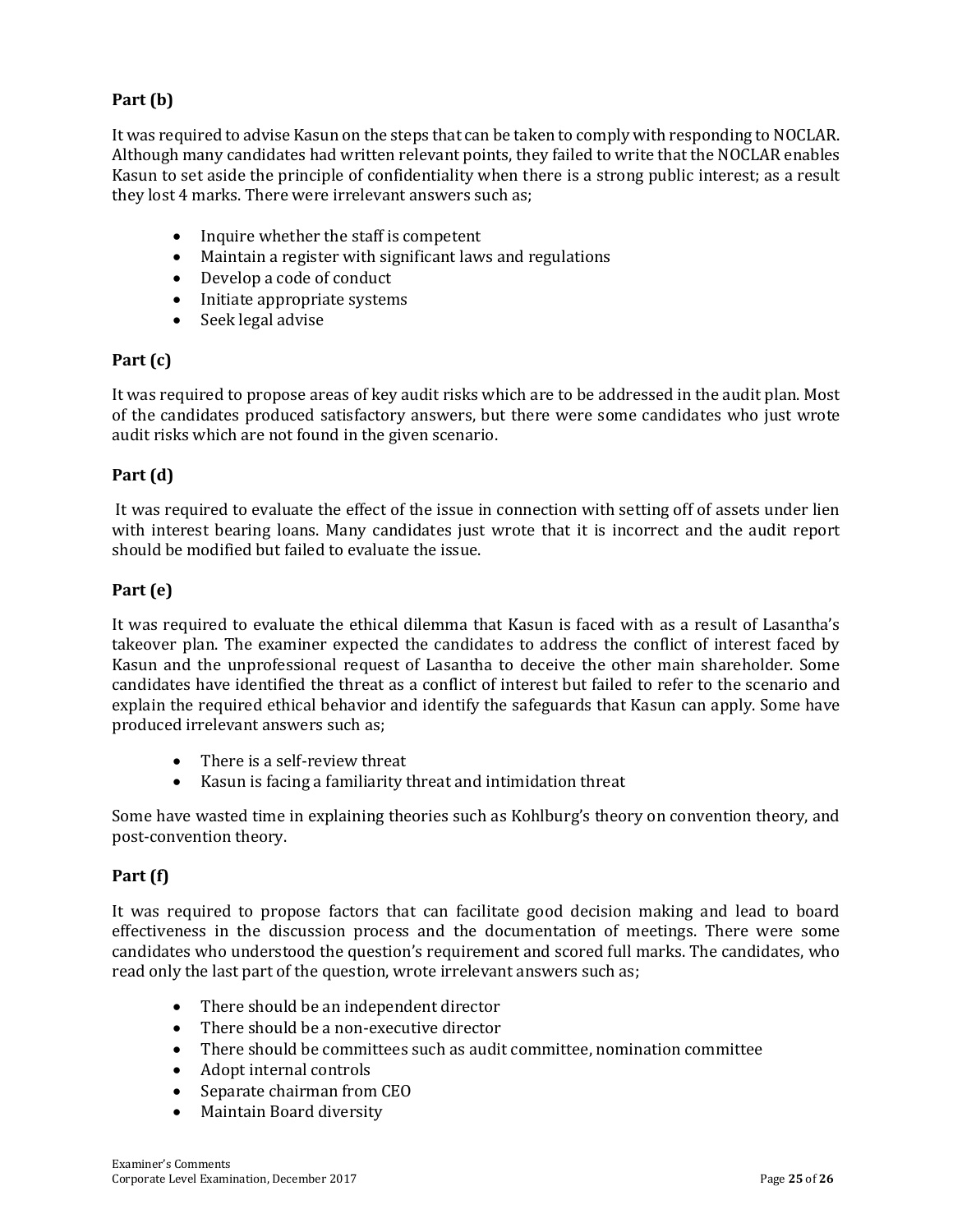**Part (b)**

It was required to advise Kasun on the steps that can be taken to comply with responding to NOCLAR. Although many candidates had written relevant points, they failed to write that the NOCLAR enables Kasun to set aside the principle of confidentiality when there is a strong public interest; as a result they lost 4 marks. There were irrelevant answers such as;

- Inquire whether the staff is competent
- Maintain a register with significant laws and regulations
- Develop a code of conduct
- Initiate appropriate systems
- Seek legal advise

**Part (c)**

It was required to propose areas of key audit risks which are to be addressed in the audit plan. Most of the candidates produced satisfactory answers, but there were some candidates who just wrote audit risks which are not found in the given scenario.

**Part (d)**

It was required to evaluate the effect of the issue in connection with setting off of assets under lien with interest bearing loans. Many candidates just wrote that it is incorrect and the audit report should be modified but failed to evaluate the issue.

**Part (e)**

It was required to evaluate the ethical dilemma that Kasun is faced with as a result of Lasantha's takeover plan. The examiner expected the candidates to address the conflict of interest faced by Kasun and the unprofessional request of Lasantha to deceive the other main shareholder. Some candidates have identified the threat as a conflict of interest but failed to refer to the scenario and explain the required ethical behavior and identify the safeguards that Kasun can apply. Some have produced irrelevant answers such as;

- There is a self-review threat
- Kasun is facing a familiarity threat and intimidation threat

Some have wasted time in explaining theories such as Kohlburg's theory on convention theory, and post-convention theory.

**Part (f)**

It was required to propose factors that can facilitate good decision making and lead to board effectiveness in the discussion process and the documentation of meetings. There were some candidates who understood the question's requirement and scored full marks. The candidates, who read only the last part of the question, wrote irrelevant answers such as;

- There should be an independent director
- There should be a non-executive director
- There should be committees such as audit committee, nomination committee
- Adopt internal controls
- Separate chairman from CEO
- Maintain Board diversity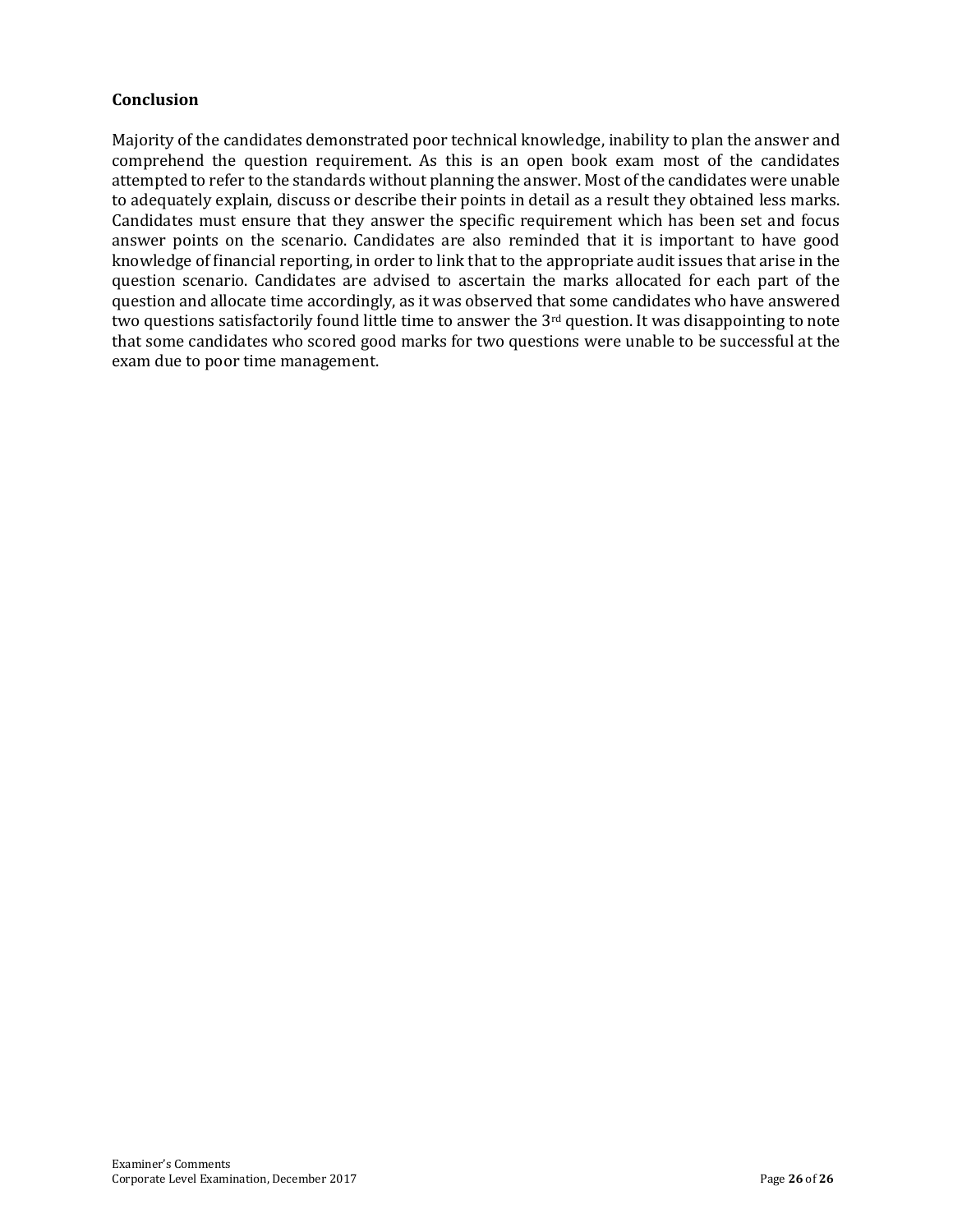**Conclusion**

Majority of the candidates demonstrated poor technical knowledge, inability to plan the answer and comprehend the question requirement. As this is an open book exam most of the candidates attempted to refer to the standards without planning the answer. Most of the candidates were unable to adequately explain, discuss or describe their points in detail as a result they obtained less marks. Candidates must ensure that they answer the specific requirement which has been set and focus answer points on the scenario. Candidates are also reminded that it is important to have good knowledge of financial reporting, in order to link that to the appropriate audit issues that arise in the question scenario. Candidates are advised to ascertain the marks allocated for each part of the question and allocate time accordingly, as it was observed that some candidates who have answered two questions satisfactorily found little time to answer the 3rd question. It was disappointing to note that some candidates who scored good marks for two questions were unable to be successful at the exam due to poor time management.